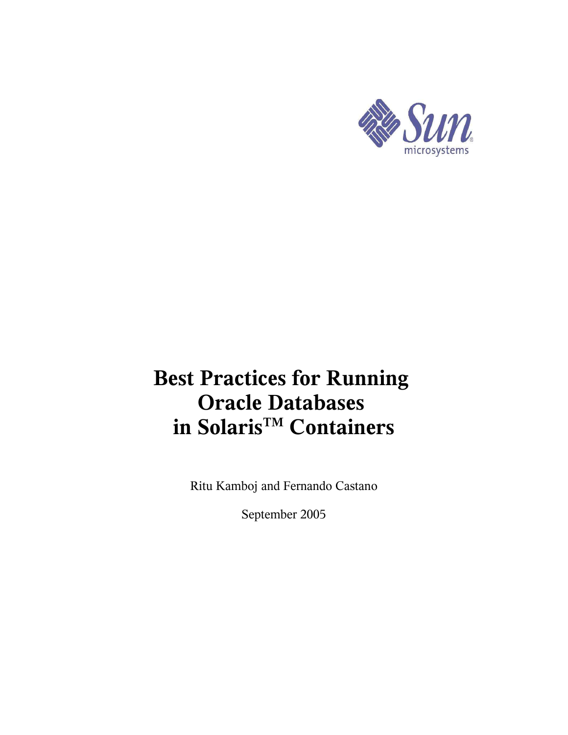# Best Practices for Running Oracle Databases in Solaris™ Containers

Ritu Kamboj and Fernando Castano

September 2005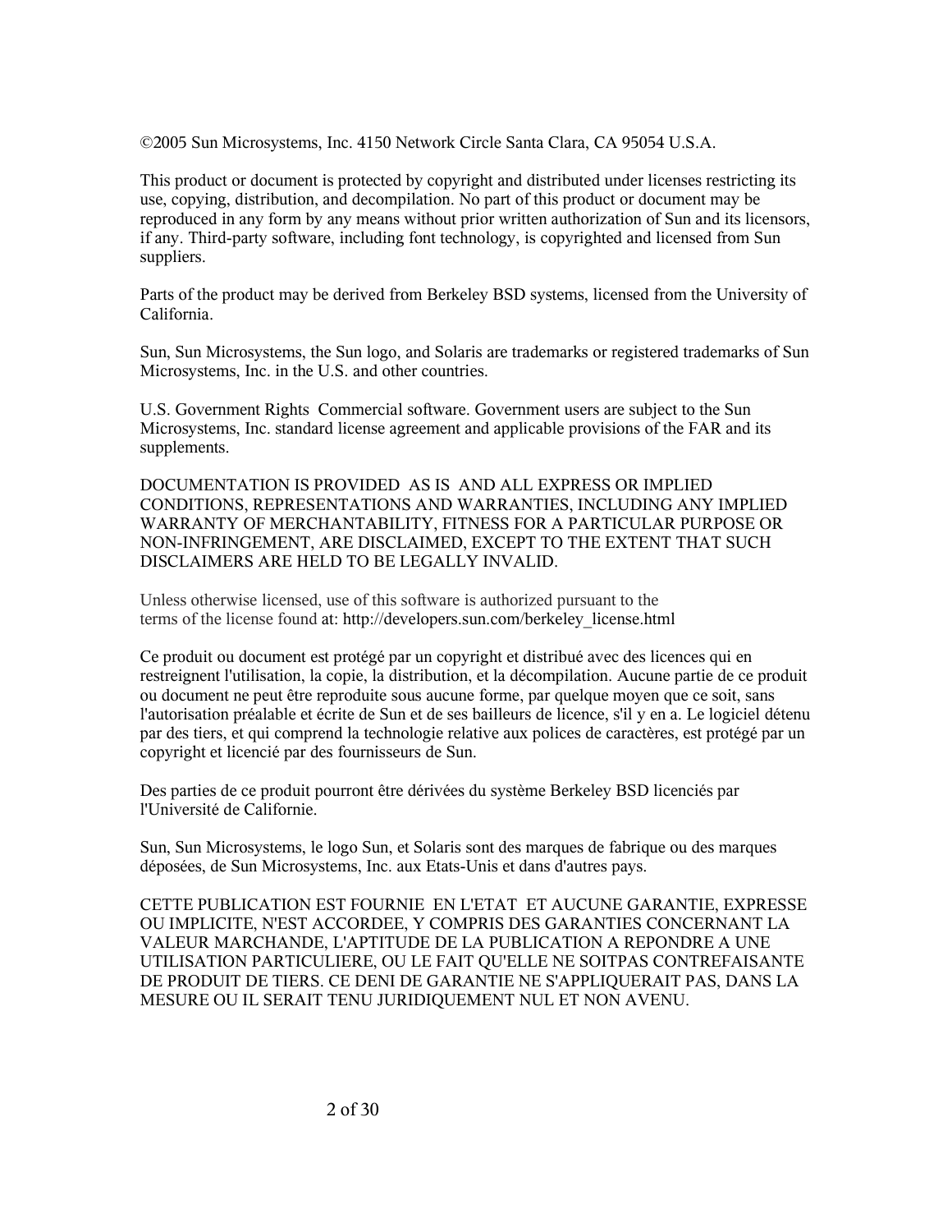©2005 Sun Microsystems, Inc. 4150 Network Circle Santa Clara, CA 95054 U.S.A.

This product or document is protected by copyright and distributed under licenses restricting its use, copying, distribution, and decompilation. No part of this product or document may be reproduced in any form by any means without prior written authorization of Sun and its licensors, if any. Third-party software, including font technology, is copyrighted and licensed from Sun suppliers.

Parts of the product may be derived from Berkeley BSD systems, licensed from the University of California.

Sun, Sun Microsystems, the Sun logo, and Solaris are trademarks or registered trademarks of Sun Microsystems, Inc. in the U.S. and other countries.

U.S. Government Rights Commercial software. Government users are subject to the Sun Microsystems, Inc. standard license agreement and applicable provisions of the FAR and its supplements.

DOCUMENTATION IS PROVIDED AS IS AND ALL EXPRESS OR IMPLIED CONDITIONS, REPRESENTATIONS AND WARRANTIES, INCLUDING ANY IMPLIED WARRANTY OF MERCHANTABILITY, FITNESS FOR A PARTICULAR PURPOSE OR NON-INFRINGEMENT, ARE DISCLAIMED, EXCEPT TO THE EXTENT THAT SUCH DISCLAIMERS ARE HELD TO BE LEGALLY INVALID.

Unless otherwise licensed, use of this software is authorized pursuant to the terms of the license found at: http://developers.sun.com/berkeley_license.html

Ce produit ou document est protégé par un copyright et distribué avec des licences qui en restreignent l'utilisation, la copie, la distribution, et la décompilation. Aucune partie de ce produit ou document ne peut être reproduite sous aucune forme, par quelque moyen que ce soit, sans l'autorisation préalable et écrite de Sun et de ses bailleurs de licence, s'il y en a. Le logiciel détenu par des tiers, et qui comprend la technologie relative aux polices de caractères, est protégé par un copyright et licencié par des fournisseurs de Sun.

Des parties de ce produit pourront être dérivées du système Berkeley BSD licenciés par l'Université de Californie.

Sun, Sun Microsystems, le logo Sun, et Solaris sont des marques de fabrique ou des marques déposées, de Sun Microsystems, Inc. aux Etats-Unis et dans d'autres pays.

CETTE PUBLICATION EST FOURNIE EN L'ETAT ET AUCUNE GARANTIE, EXPRESSE OU IMPLICITE, N'EST ACCORDEE, Y COMPRIS DES GARANTIES CONCERNANT LA VALEUR MARCHANDE, L'APTITUDE DE LA PUBLICATION A REPONDRE A UNE UTILISATION PARTICULIERE, OU LE FAIT QU'ELLE NE SOITPAS CONTREFAISANTE DE PRODUIT DE TIERS. CE DENI DE GARANTIE NE S'APPLIQUERAIT PAS, DANS LA MESURE OU IL SERAIT TENU JURIDIQUEMENT NUL ET NON AVENU.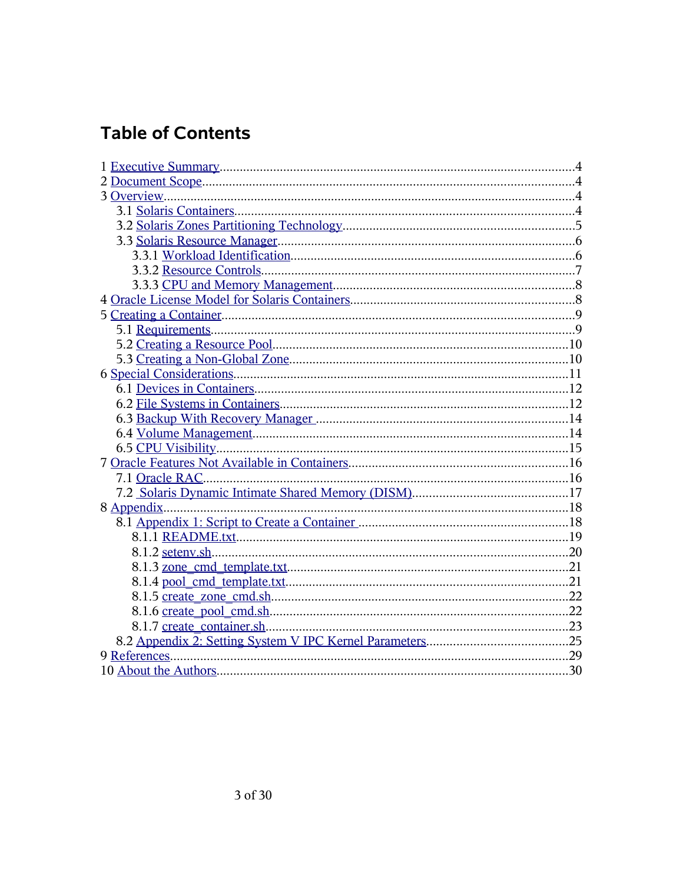# Table of Contents

1 Executive Summary....................................................................................................4
2 Document Scope........................................................................................................4
3 Overview....................................................................................................................4
  3.1 Solaris Containers.................................................................................................4
  3.2 Solaris Zones Partitioning Technology...................................................................5
  3.3 Solaris Resource Manager......................................................................................6
    3.3.1 Workload Identification.....................................................................................6
    3.3.2 Resource Controls.............................................................................................7
    3.3.3 CPU and Memory Management........................................................................8
4 Oracle License Model for Solaris Containers.............................................................8
5 Creating a Container...................................................................................................9
  5.1 Requirements.........................................................................................................9
  5.2 Creating a Resource Pool.....................................................................................10
  5.3 Creating a Non-Global Zone.................................................................................10
6 Special Considerations..............................................................................................11
  6.1 Devices in Containers...........................................................................................12
  6.2 File Systems in Containers...................................................................................12
  6.3 Backup With Recovery Manager .........................................................................14
  6.4 Volume Management............................................................................................14
  6.5 CPU Visibility.......................................................................................................15
7 Oracle Features Not Available in Containers.............................................................16
  7.1 Oracle RAC...........................................................................................................16
  7.2 Solaris Dynamic Intimate Shared Memory (DISM)...............................................17
8 Appendix...................................................................................................................18
  8.1 Appendix 1: Script to Create a Container ..............................................................18
    8.1.1 README.txt....................................................................................................19
    8.1.2 setenv.sh.........................................................................................................20
    8.1.3 zone_cmd_template.txt...................................................................................21
    8.1.4 pool_cmd_template.txt....................................................................................21
    8.1.5 create_zone_cmd.sh........................................................................................22
    8.1.6 create_pool_cmd.sh.........................................................................................22
    8.1.7 create_container.sh..........................................................................................23
  8.2 Appendix 2: Setting System V IPC Kernel Parameters..........................................25
9 References.................................................................................................................29
10 About the Authors....................................................................................................30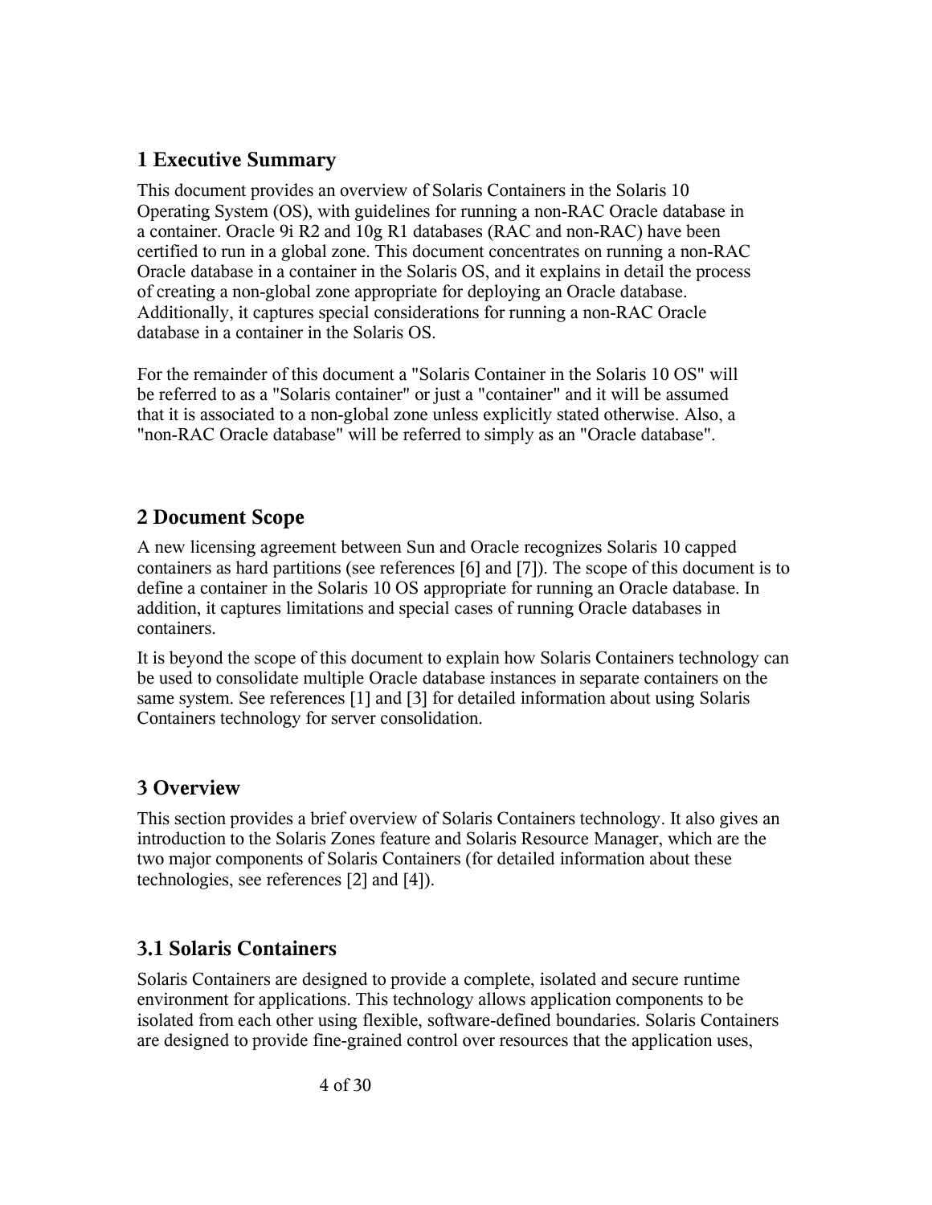# 1 Executive Summary

This document provides an overview of Solaris Containers in the Solaris 10 Operating System (OS), with guidelines for running a non-RAC Oracle database in a container. Oracle 9i R2 and 10g R1 databases (RAC and non-RAC) have been certified to run in a global zone. This document concentrates on running a non-RAC Oracle database in a container in the Solaris OS, and it explains in detail the process of creating a non-global zone appropriate for deploying an Oracle database. Additionally, it captures special considerations for running a non-RAC Oracle database in a container in the Solaris OS.

For the remainder of this document a "Solaris Container in the Solaris 10 OS" will be referred to as a "Solaris container" or just a "container" and it will be assumed that it is associated to a non-global zone unless explicitly stated otherwise. Also, a "non-RAC Oracle database" will be referred to simply as an "Oracle database".

# 2 Document Scope

A new licensing agreement between Sun and Oracle recognizes Solaris 10 capped containers as hard partitions (see references [6] and [7]). The scope of this document is to define a container in the Solaris 10 OS appropriate for running an Oracle database. In addition, it captures limitations and special cases of running Oracle databases in containers.

It is beyond the scope of this document to explain how Solaris Containers technology can be used to consolidate multiple Oracle database instances in separate containers on the same system. See references [1] and [3] for detailed information about using Solaris Containers technology for server consolidation.

# 3 Overview

This section provides a brief overview of Solaris Containers technology. It also gives an introduction to the Solaris Zones feature and Solaris Resource Manager, which are the two major components of Solaris Containers (for detailed information about these technologies, see references [2] and [4]).

## 3.1 Solaris Containers

Solaris Containers are designed to provide a complete, isolated and secure runtime environment for applications. This technology allows application components to be isolated from each other using flexible, software-defined boundaries. Solaris Containers are designed to provide fine-grained control over resources that the application uses,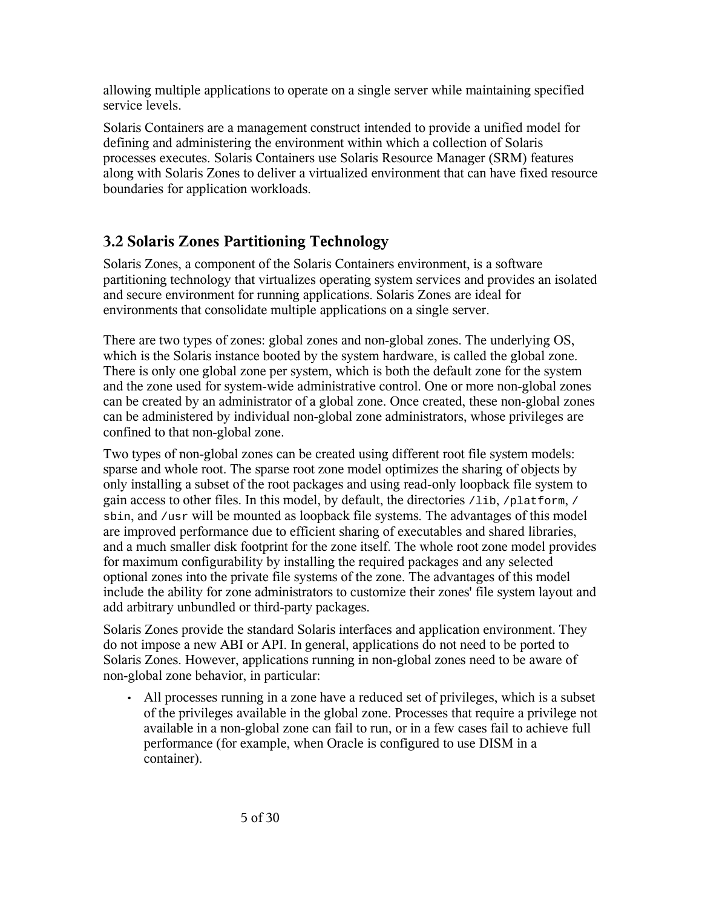allowing multiple applications to operate on a single server while maintaining specified service levels.

Solaris Containers are a management construct intended to provide a unified model for defining and administering the environment within which a collection of Solaris processes executes. Solaris Containers use Solaris Resource Manager (SRM) features along with Solaris Zones to deliver a virtualized environment that can have fixed resource boundaries for application workloads.

## 3.2 Solaris Zones Partitioning Technology

Solaris Zones, a component of the Solaris Containers environment, is a software partitioning technology that virtualizes operating system services and provides an isolated and secure environment for running applications. Solaris Zones are ideal for environments that consolidate multiple applications on a single server.

There are two types of zones: global zones and non-global zones. The underlying OS, which is the Solaris instance booted by the system hardware, is called the global zone. There is only one global zone per system, which is both the default zone for the system and the zone used for system-wide administrative control. One or more non-global zones can be created by an administrator of a global zone. Once created, these non-global zones can be administered by individual non-global zone administrators, whose privileges are confined to that non-global zone.

Two types of non-global zones can be created using different root file system models: sparse and whole root. The sparse root zone model optimizes the sharing of objects by only installing a subset of the root packages and using read-only loopback file system to gain access to other files. In this model, by default, the directories `/lib`, `/platform`, `/sbin`, and `/usr` will be mounted as loopback file systems. The advantages of this model are improved performance due to efficient sharing of executables and shared libraries, and a much smaller disk footprint for the zone itself. The whole root zone model provides for maximum configurability by installing the required packages and any selected optional zones into the private file systems of the zone. The advantages of this model include the ability for zone administrators to customize their zones' file system layout and add arbitrary unbundled or third-party packages.

Solaris Zones provide the standard Solaris interfaces and application environment. They do not impose a new ABI or API. In general, applications do not need to be ported to Solaris Zones. However, applications running in non-global zones need to be aware of non-global zone behavior, in particular:

- All processes running in a zone have a reduced set of privileges, which is a subset of the privileges available in the global zone. Processes that require a privilege not available in a non-global zone can fail to run, or in a few cases fail to achieve full performance (for example, when Oracle is configured to use DISM in a container).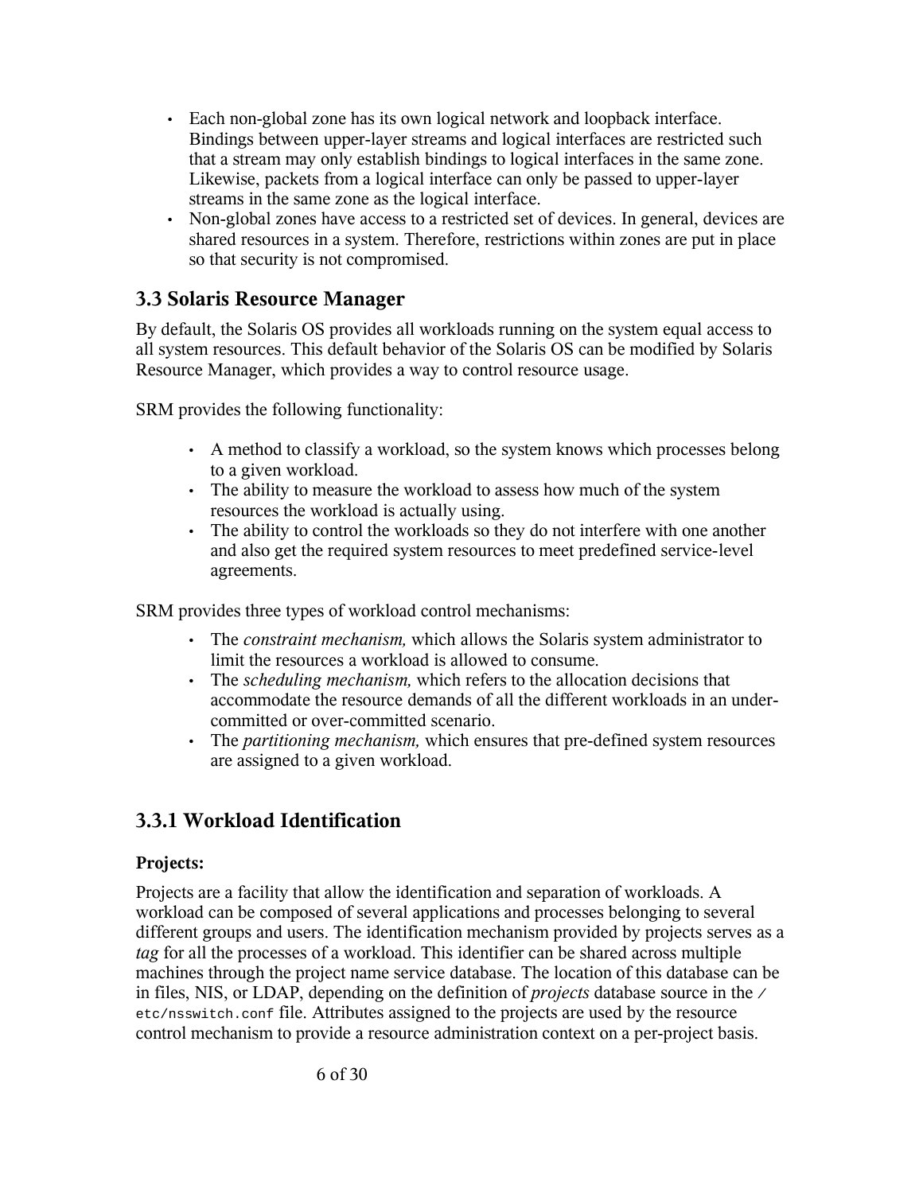- Each non-global zone has its own logical network and loopback interface. Bindings between upper-layer streams and logical interfaces are restricted such that a stream may only establish bindings to logical interfaces in the same zone. Likewise, packets from a logical interface can only be passed to upper-layer streams in the same zone as the logical interface.
- Non-global zones have access to a restricted set of devices. In general, devices are shared resources in a system. Therefore, restrictions within zones are put in place so that security is not compromised.

## 3.3 Solaris Resource Manager

By default, the Solaris OS provides all workloads running on the system equal access to all system resources. This default behavior of the Solaris OS can be modified by Solaris Resource Manager, which provides a way to control resource usage.

SRM provides the following functionality:

- A method to classify a workload, so the system knows which processes belong to a given workload.
- The ability to measure the workload to assess how much of the system resources the workload is actually using.
- The ability to control the workloads so they do not interfere with one another and also get the required system resources to meet predefined service-level agreements.

SRM provides three types of workload control mechanisms:

- The *constraint mechanism,* which allows the Solaris system administrator to limit the resources a workload is allowed to consume.
- The *scheduling mechanism,* which refers to the allocation decisions that accommodate the resource demands of all the different workloads in an under-committed or over-committed scenario.
- The *partitioning mechanism,* which ensures that pre-defined system resources are assigned to a given workload.

### 3.3.1 Workload Identification

**Projects:**

Projects are a facility that allow the identification and separation of workloads. A workload can be composed of several applications and processes belonging to several different groups and users. The identification mechanism provided by projects serves as a *tag* for all the processes of a workload. This identifier can be shared across multiple machines through the project name service database. The location of this database can be in files, NIS, or LDAP, depending on the definition of *projects* database source in the `/etc/nsswitch.conf` file. Attributes assigned to the projects are used by the resource control mechanism to provide a resource administration context on a per-project basis.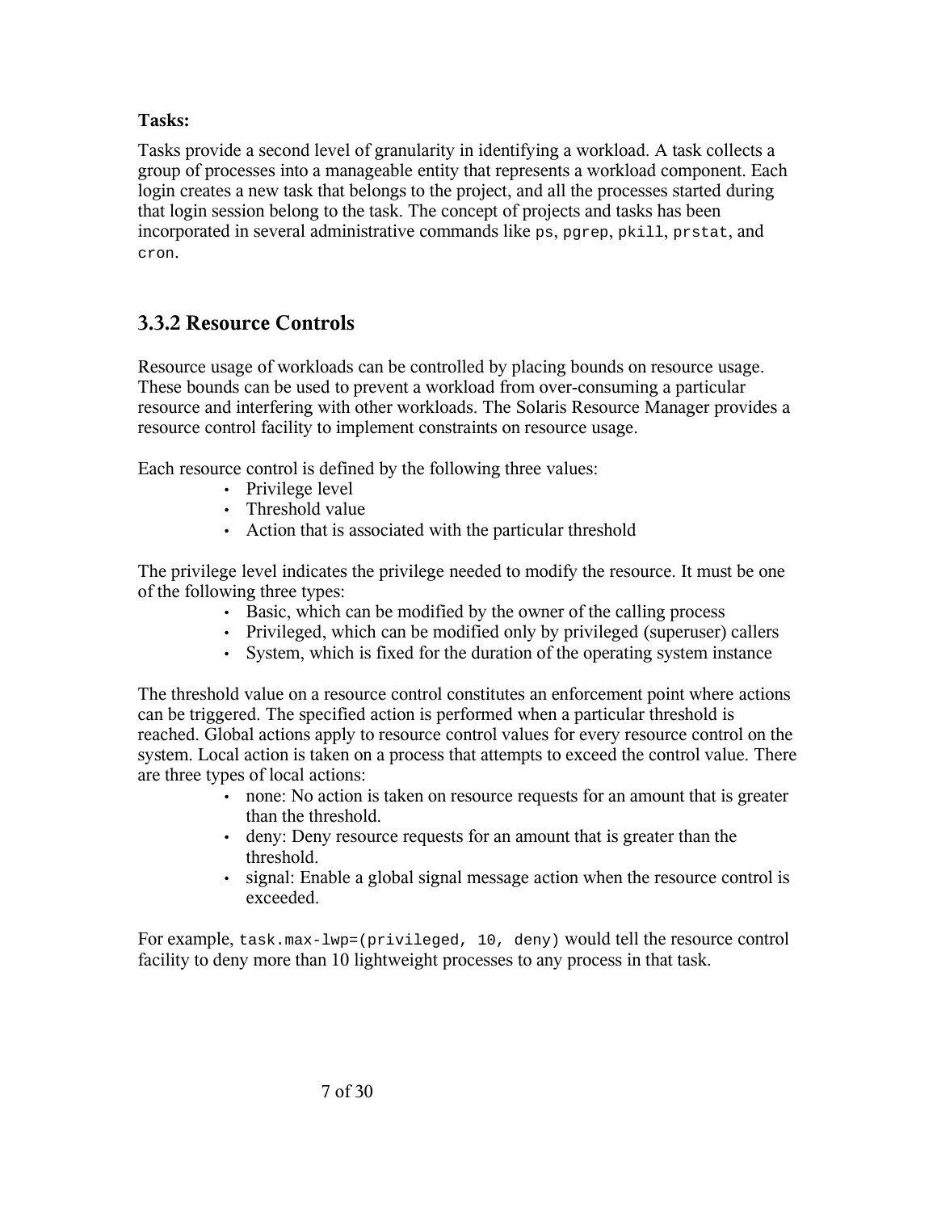**Tasks:**

Tasks provide a second level of granularity in identifying a workload. A task collects a group of processes into a manageable entity that represents a workload component. Each login creates a new task that belongs to the project, and all the processes started during that login session belong to the task. The concept of projects and tasks has been incorporated in several administrative commands like `ps`, `pgrep`, `pkill`, `prstat`, and `cron`.

### 3.3.2 Resource Controls

Resource usage of workloads can be controlled by placing bounds on resource usage. These bounds can be used to prevent a workload from over-consuming a particular resource and interfering with other workloads. The Solaris Resource Manager provides a resource control facility to implement constraints on resource usage.

Each resource control is defined by the following three values:

- Privilege level
- Threshold value
- Action that is associated with the particular threshold

The privilege level indicates the privilege needed to modify the resource. It must be one of the following three types:

- Basic, which can be modified by the owner of the calling process
- Privileged, which can be modified only by privileged (superuser) callers
- System, which is fixed for the duration of the operating system instance

The threshold value on a resource control constitutes an enforcement point where actions can be triggered. The specified action is performed when a particular threshold is reached. Global actions apply to resource control values for every resource control on the system. Local action is taken on a process that attempts to exceed the control value. There are three types of local actions:

- none: No action is taken on resource requests for an amount that is greater than the threshold.
- deny: Deny resource requests for an amount that is greater than the threshold.
- signal: Enable a global signal message action when the resource control is exceeded.

For example, `task.max-lwp=(privileged, 10, deny)` would tell the resource control facility to deny more than 10 lightweight processes to any process in that task.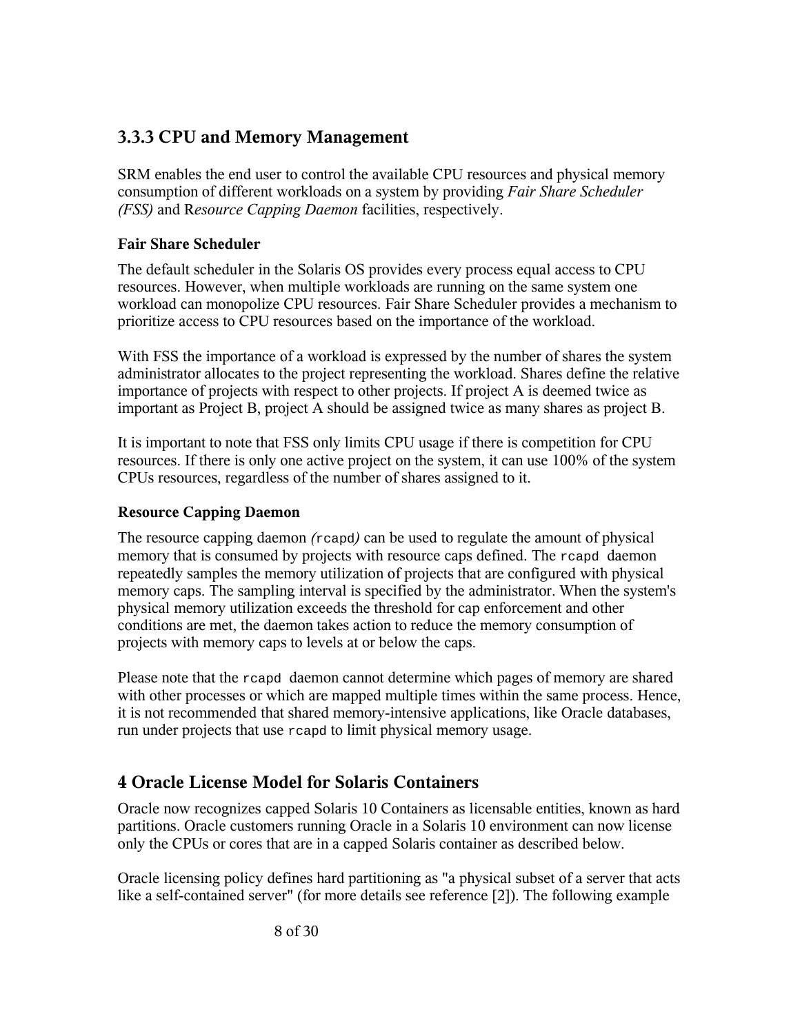### 3.3.3 CPU and Memory Management

SRM enables the end user to control the available CPU resources and physical memory consumption of different workloads on a system by providing *Fair Share Scheduler (FSS)* and R*esource Capping Daemon* facilities, respectively.

#### Fair Share Scheduler

The default scheduler in the Solaris OS provides every process equal access to CPU resources. However, when multiple workloads are running on the same system one workload can monopolize CPU resources. Fair Share Scheduler provides a mechanism to prioritize access to CPU resources based on the importance of the workload.

With FSS the importance of a workload is expressed by the number of shares the system administrator allocates to the project representing the workload. Shares define the relative importance of projects with respect to other projects. If project A is deemed twice as important as Project B, project A should be assigned twice as many shares as project B.

It is important to note that FSS only limits CPU usage if there is competition for CPU resources. If there is only one active project on the system, it can use 100% of the system CPUs resources, regardless of the number of shares assigned to it.

#### Resource Capping Daemon

The resource capping daemon *(*`rcapd`*)* can be used to regulate the amount of physical memory that is consumed by projects with resource caps defined. The `rcapd` daemon repeatedly samples the memory utilization of projects that are configured with physical memory caps. The sampling interval is specified by the administrator. When the system's physical memory utilization exceeds the threshold for cap enforcement and other conditions are met, the daemon takes action to reduce the memory consumption of projects with memory caps to levels at or below the caps.

Please note that the `rcapd` daemon cannot determine which pages of memory are shared with other processes or which are mapped multiple times within the same process. Hence, it is not recommended that shared memory-intensive applications, like Oracle databases, run under projects that use `rcapd` to limit physical memory usage.

## 4 Oracle License Model for Solaris Containers

Oracle now recognizes capped Solaris 10 Containers as licensable entities, known as hard partitions. Oracle customers running Oracle in a Solaris 10 environment can now license only the CPUs or cores that are in a capped Solaris container as described below.

Oracle licensing policy defines hard partitioning as "a physical subset of a server that acts like a self-contained server" (for more details see reference [2]). The following example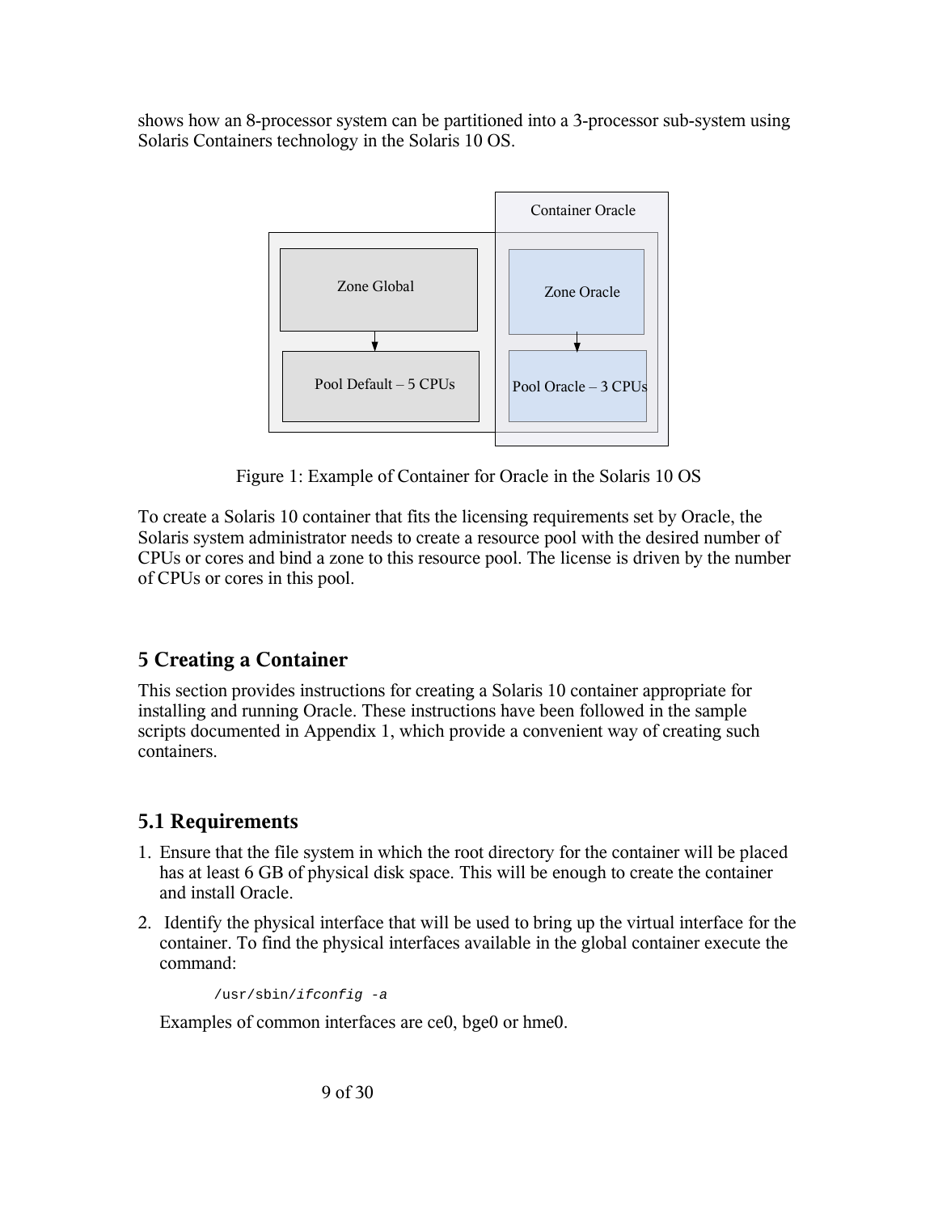shows how an 8-processor system can be partitioned into a 3-processor sub-system using Solaris Containers technology in the Solaris 10 OS.

Figure 1: Example of Container for Oracle in the Solaris 10 OS

To create a Solaris 10 container that fits the licensing requirements set by Oracle, the Solaris system administrator needs to create a resource pool with the desired number of CPUs or cores and bind a zone to this resource pool. The license is driven by the number of CPUs or cores in this pool.

## 5 Creating a Container

This section provides instructions for creating a Solaris 10 container appropriate for installing and running Oracle. These instructions have been followed in the sample scripts documented in Appendix 1, which provide a convenient way of creating such containers.

## 5.1 Requirements

1. Ensure that the file system in which the root directory for the container will be placed has at least 6 GB of physical disk space. This will be enough to create the container and install Oracle.
2. Identify the physical interface that will be used to bring up the virtual interface for the container. To find the physical interfaces available in the global container execute the command:

   ```
   /usr/sbin/ifconfig -a
   ```

   Examples of common interfaces are ce0, bge0 or hme0.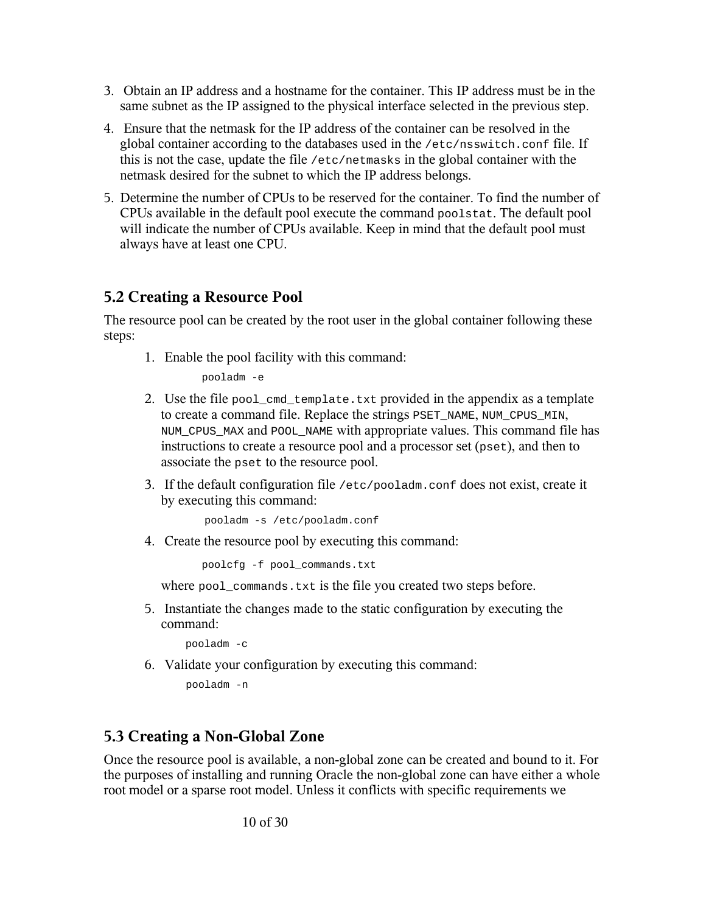3. Obtain an IP address and a hostname for the container. This IP address must be in the same subnet as the IP assigned to the physical interface selected in the previous step.

4. Ensure that the netmask for the IP address of the container can be resolved in the global container according to the databases used in the `/etc/nsswitch.conf` file. If this is not the case, update the file `/etc/netmasks` in the global container with the netmask desired for the subnet to which the IP address belongs.

5. Determine the number of CPUs to be reserved for the container. To find the number of CPUs available in the default pool execute the command `poolstat`. The default pool will indicate the number of CPUs available. Keep in mind that the default pool must always have at least one CPU.

## 5.2 Creating a Resource Pool

The resource pool can be created by the root user in the global container following these steps:

1. Enable the pool facility with this command:

   ```
   pooladm -e
   ```

2. Use the file `pool_cmd_template.txt` provided in the appendix as a template to create a command file. Replace the strings `PSET_NAME`, `NUM_CPUS_MIN`, `NUM_CPUS_MAX` and `POOL_NAME` with appropriate values. This command file has instructions to create a resource pool and a processor set (`pset`), and then to associate the `pset` to the resource pool.

3. If the default configuration file `/etc/pooladm.conf` does not exist, create it by executing this command:

   ```
   pooladm -s /etc/pooladm.conf
   ```

4. Create the resource pool by executing this command:

   ```
   poolcfg -f pool_commands.txt
   ```

   where `pool_commands.txt` is the file you created two steps before.

5. Instantiate the changes made to the static configuration by executing the command:

   ```
   pooladm -c
   ```

6. Validate your configuration by executing this command:

   ```
   pooladm -n
   ```

## 5.3 Creating a Non-Global Zone

Once the resource pool is available, a non-global zone can be created and bound to it. For the purposes of installing and running Oracle the non-global zone can have either a whole root model or a sparse root model. Unless it conflicts with specific requirements we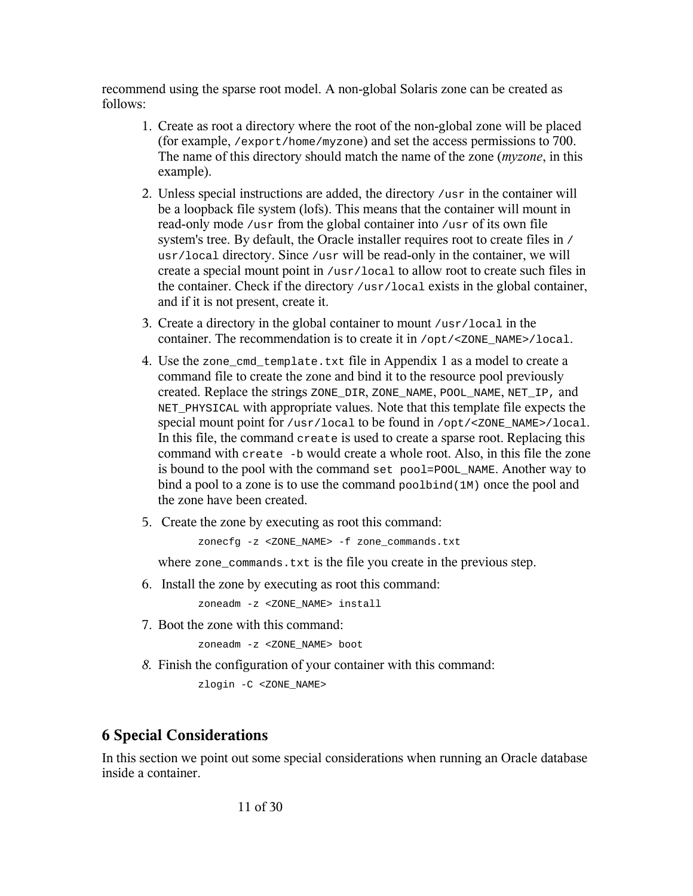recommend using the sparse root model. A non-global Solaris zone can be created as follows:

1. Create as root a directory where the root of the non-global zone will be placed (for example, `/export/home/myzone`) and set the access permissions to 700. The name of this directory should match the name of the zone (*myzone*, in this example).

2. Unless special instructions are added, the directory `/usr` in the container will be a loopback file system (lofs). This means that the container will mount in read-only mode `/usr` from the global container into `/usr` of its own file system's tree. By default, the Oracle installer requires root to create files in `/usr/local` directory. Since `/usr` will be read-only in the container, we will create a special mount point in `/usr/local` to allow root to create such files in the container. Check if the directory `/usr/local` exists in the global container, and if it is not present, create it.

3. Create a directory in the global container to mount `/usr/local` in the container. The recommendation is to create it in `/opt/<ZONE_NAME>/local`.

4. Use the `zone_cmd_template.txt` file in Appendix 1 as a model to create a command file to create the zone and bind it to the resource pool previously created. Replace the strings `ZONE_DIR`, `ZONE_NAME`, `POOL_NAME`, `NET_IP`, and `NET_PHYSICAL` with appropriate values. Note that this template file expects the special mount point for `/usr/local` to be found in `/opt/<ZONE_NAME>/local`. In this file, the command `create` is used to create a sparse root. Replacing this command with `create -b` would create a whole root. Also, in this file the zone is bound to the pool with the command `set pool=POOL_NAME`. Another way to bind a pool to a zone is to use the command `poolbind(1M)` once the pool and the zone have been created.

5. Create the zone by executing as root this command:

   ```
   zonecfg -z <ZONE_NAME> -f zone_commands.txt
   ```

   where `zone_commands.txt` is the file you create in the previous step.

6. Install the zone by executing as root this command:

   ```
   zoneadm -z <ZONE_NAME> install
   ```

7. Boot the zone with this command:

   ```
   zoneadm -z <ZONE_NAME> boot
   ```

8. Finish the configuration of your container with this command:

   ```
   zlogin -C <ZONE_NAME>
   ```

## 6 Special Considerations

In this section we point out some special considerations when running an Oracle database inside a container.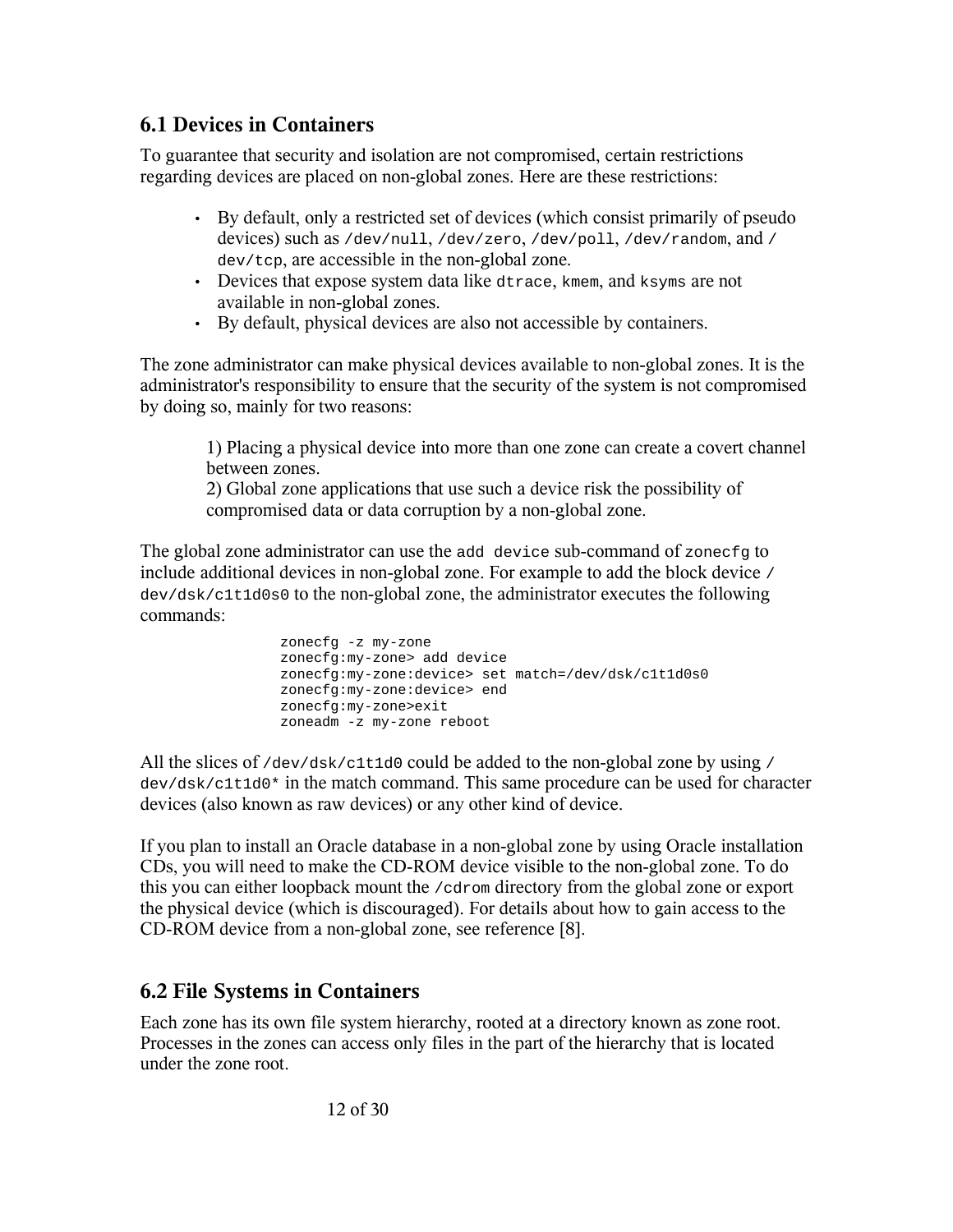## 6.1 Devices in Containers

To guarantee that security and isolation are not compromised, certain restrictions regarding devices are placed on non-global zones. Here are these restrictions:

- By default, only a restricted set of devices (which consist primarily of pseudo devices) such as `/dev/null`, `/dev/zero`, `/dev/poll`, `/dev/random`, and `/dev/tcp`, are accessible in the non-global zone.
- Devices that expose system data like `dtrace`, `kmem`, and `ksyms` are not available in non-global zones.
- By default, physical devices are also not accessible by containers.

The zone administrator can make physical devices available to non-global zones. It is the administrator's responsibility to ensure that the security of the system is not compromised by doing so, mainly for two reasons:

> 1) Placing a physical device into more than one zone can create a covert channel between zones.
> 2) Global zone applications that use such a device risk the possibility of compromised data or data corruption by a non-global zone.

The global zone administrator can use the `add device` sub-command of `zonecfg` to include additional devices in non-global zone. For example to add the block device `/dev/dsk/c1t1d0s0` to the non-global zone, the administrator executes the following commands:

```
zonecfg -z my-zone
zonecfg:my-zone> add device
zonecfg:my-zone:device> set match=/dev/dsk/c1t1d0s0
zonecfg:my-zone:device> end
zonecfg:my-zone>exit
zoneadm -z my-zone reboot
```

All the slices of `/dev/dsk/c1t1d0` could be added to the non-global zone by using `/dev/dsk/c1t1d0*` in the match command. This same procedure can be used for character devices (also known as raw devices) or any other kind of device.

If you plan to install an Oracle database in a non-global zone by using Oracle installation CDs, you will need to make the CD-ROM device visible to the non-global zone. To do this you can either loopback mount the `/cdrom` directory from the global zone or export the physical device (which is discouraged). For details about how to gain access to the CD-ROM device from a non-global zone, see reference [8].

## 6.2 File Systems in Containers

Each zone has its own file system hierarchy, rooted at a directory known as zone root. Processes in the zones can access only files in the part of the hierarchy that is located under the zone root.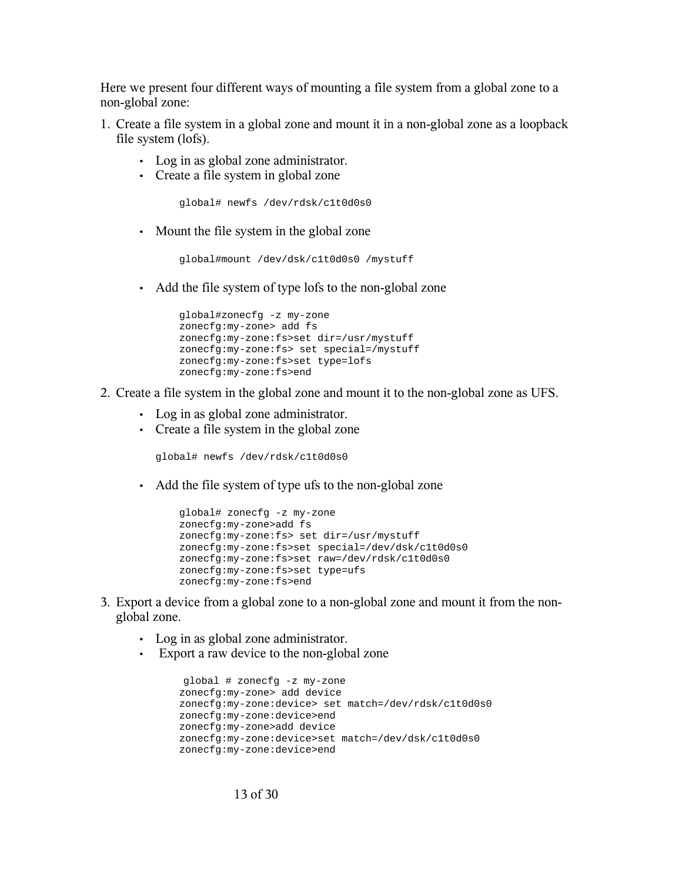Here we present four different ways of mounting a file system from a global zone to a non-global zone:

1. Create a file system in a global zone and mount it in a non-global zone as a loopback file system (lofs).

   - Log in as global zone administrator.
   - Create a file system in global zone

     ```
     global# newfs /dev/rdsk/c1t0d0s0
     ```

   - Mount the file system in the global zone

     ```
     global#mount /dev/dsk/c1t0d0s0 /mystuff
     ```

   - Add the file system of type lofs to the non-global zone

     ```
     global#zonecfg -z my-zone
     zonecfg:my-zone> add fs
     zonecfg:my-zone:fs>set dir=/usr/mystuff
     zonecfg:my-zone:fs> set special=/mystuff
     zonecfg:my-zone:fs>set type=lofs
     zonecfg:my-zone:fs>end
     ```

2. Create a file system in the global zone and mount it to the non-global zone as UFS.

   - Log in as global zone administrator.
   - Create a file system in the global zone

     ```
     global# newfs /dev/rdsk/c1t0d0s0
     ```

   - Add the file system of type ufs to the non-global zone

     ```
     global# zonecfg -z my-zone
     zonecfg:my-zone>add fs
     zonecfg:my-zone:fs> set dir=/usr/mystuff
     zonecfg:my-zone:fs>set special=/dev/dsk/c1t0d0s0
     zonecfg:my-zone:fs>set raw=/dev/rdsk/c1t0d0s0
     zonecfg:my-zone:fs>set type=ufs
     zonecfg:my-zone:fs>end
     ```

3. Export a device from a global zone to a non-global zone and mount it from the non-global zone.

   - Log in as global zone administrator.
   - Export a raw device to the non-global zone

     ```
      global # zonecfg -z my-zone
     zonecfg:my-zone> add device
     zonecfg:my-zone:device> set match=/dev/rdsk/c1t0d0s0
     zonecfg:my-zone:device>end
     zonecfg:my-zone>add device
     zonecfg:my-zone:device>set match=/dev/dsk/c1t0d0s0
     zonecfg:my-zone:device>end
     ```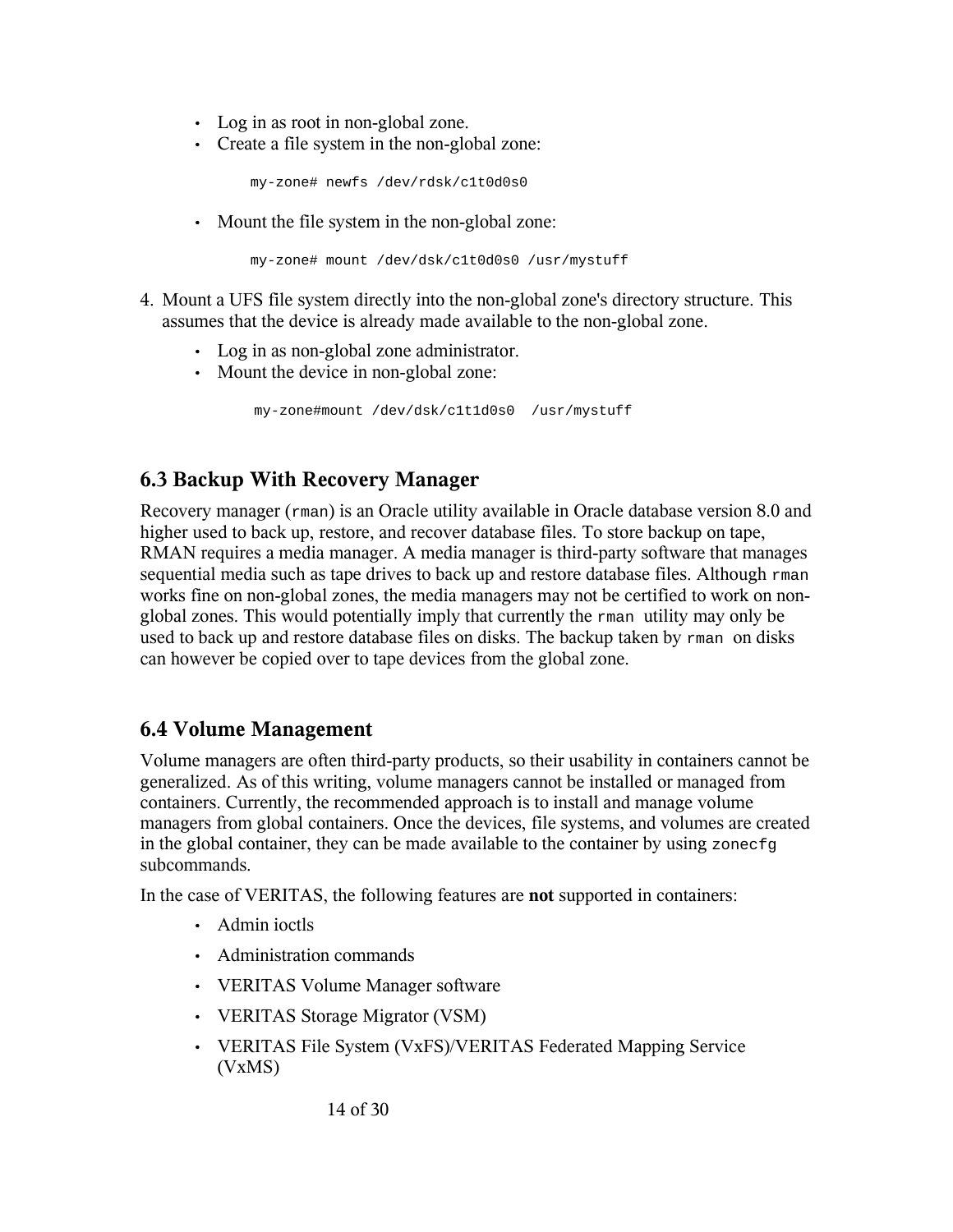- Log in as root in non-global zone.
- Create a file system in the non-global zone:

```
my-zone# newfs /dev/rdsk/c1t0d0s0
```

- Mount the file system in the non-global zone:

```
my-zone# mount /dev/dsk/c1t0d0s0 /usr/mystuff
```

4. Mount a UFS file system directly into the non-global zone's directory structure. This assumes that the device is already made available to the non-global zone.
   - Log in as non-global zone administrator.
   - Mount the device in non-global zone:

```
my-zone#mount /dev/dsk/c1t1d0s0  /usr/mystuff
```

## 6.3 Backup With Recovery Manager

Recovery manager (`rman`) is an Oracle utility available in Oracle database version 8.0 and higher used to back up, restore, and recover database files. To store backup on tape, RMAN requires a media manager. A media manager is third-party software that manages sequential media such as tape drives to back up and restore database files. Although `rman` works fine on non-global zones, the media managers may not be certified to work on non-global zones. This would potentially imply that currently the `rman` utility may only be used to back up and restore database files on disks. The backup taken by `rman` on disks can however be copied over to tape devices from the global zone.

## 6.4 Volume Management

Volume managers are often third-party products, so their usability in containers cannot be generalized. As of this writing, volume managers cannot be installed or managed from containers. Currently, the recommended approach is to install and manage volume managers from global containers. Once the devices, file systems, and volumes are created in the global container, they can be made available to the container by using `zonecfg` subcommands.

In the case of VERITAS, the following features are **not** supported in containers:

- Admin ioctls
- Administration commands
- VERITAS Volume Manager software
- VERITAS Storage Migrator (VSM)
- VERITAS File System (VxFS)/VERITAS Federated Mapping Service (VxMS)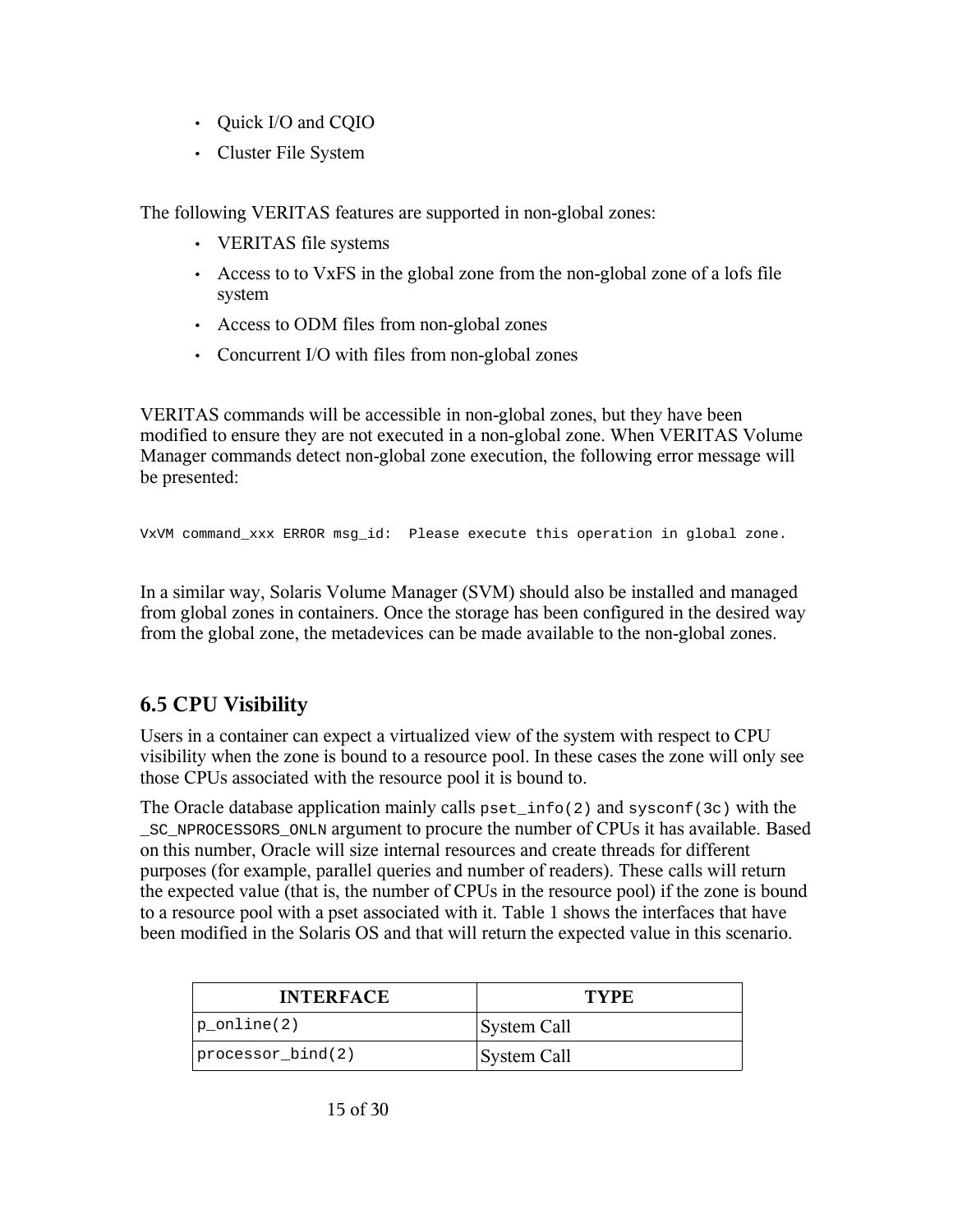- Quick I/O and CQIO
- Cluster File System

The following VERITAS features are supported in non-global zones:

- VERITAS file systems
- Access to to VxFS in the global zone from the non-global zone of a lofs file system
- Access to ODM files from non-global zones
- Concurrent I/O with files from non-global zones

VERITAS commands will be accessible in non-global zones, but they have been modified to ensure they are not executed in a non-global zone. When VERITAS Volume Manager commands detect non-global zone execution, the following error message will be presented:

```
VxVM command_xxx ERROR msg_id:  Please execute this operation in global zone.
```

In a similar way, Solaris Volume Manager (SVM) should also be installed and managed from global zones in containers. Once the storage has been configured in the desired way from the global zone, the metadevices can be made available to the non-global zones.

## 6.5 CPU Visibility

Users in a container can expect a virtualized view of the system with respect to CPU visibility when the zone is bound to a resource pool. In these cases the zone will only see those CPUs associated with the resource pool it is bound to.

The Oracle database application mainly calls `pset_info(2)` and `sysconf(3c)` with the `_SC_NPROCESSORS_ONLN` argument to procure the number of CPUs it has available. Based on this number, Oracle will size internal resources and create threads for different purposes (for example, parallel queries and number of readers). These calls will return the expected value (that is, the number of CPUs in the resource pool) if the zone is bound to a resource pool with a pset associated with it. Table 1 shows the interfaces that have been modified in the Solaris OS and that will return the expected value in this scenario.

| INTERFACE | TYPE |
|---|---|
| `p_online(2)` | System Call |
| `processor_bind(2)` | System Call |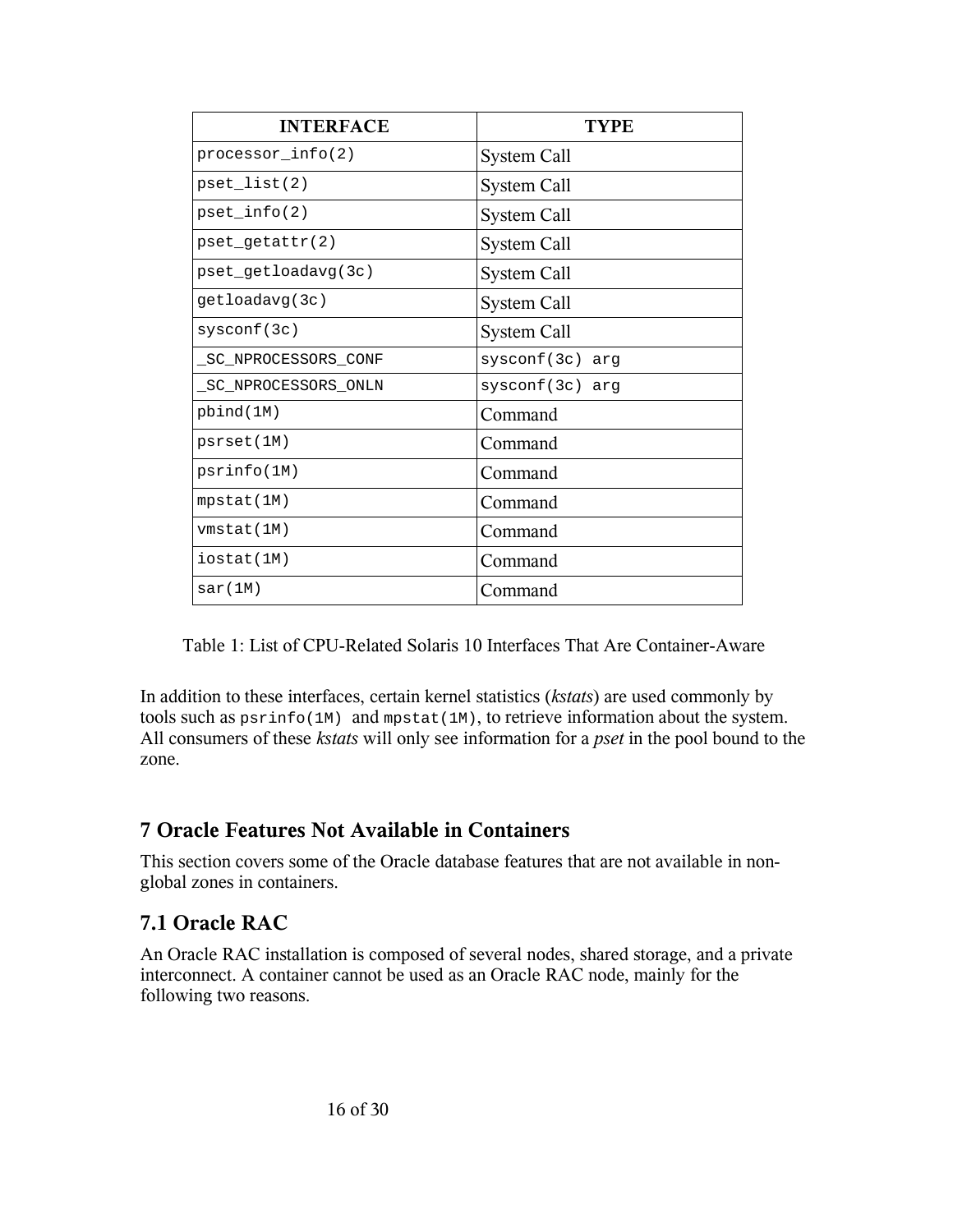| INTERFACE | TYPE |
| --- | --- |
| `processor_info(2)` | System Call |
| `pset_list(2)` | System Call |
| `pset_info(2)` | System Call |
| `pset_getattr(2)` | System Call |
| `pset_getloadavg(3c)` | System Call |
| `getloadavg(3c)` | System Call |
| `sysconf(3c)` | System Call |
| `_SC_NPROCESSORS_CONF` | `sysconf(3c) arg` |
| `_SC_NPROCESSORS_ONLN` | `sysconf(3c) arg` |
| `pbind(1M)` | Command |
| `psrset(1M)` | Command |
| `psrinfo(1M)` | Command |
| `mpstat(1M)` | Command |
| `vmstat(1M)` | Command |
| `iostat(1M)` | Command |
| `sar(1M)` | Command |

Table 1: List of CPU-Related Solaris 10 Interfaces That Are Container-Aware

In addition to these interfaces, certain kernel statistics (*kstats*) are used commonly by tools such as `psrinfo(1M)` and `mpstat(1M)`, to retrieve information about the system. All consumers of these *kstats* will only see information for a *pset* in the pool bound to the zone.

## 7 Oracle Features Not Available in Containers

This section covers some of the Oracle database features that are not available in non-global zones in containers.

### 7.1 Oracle RAC

An Oracle RAC installation is composed of several nodes, shared storage, and a private interconnect. A container cannot be used as an Oracle RAC node, mainly for the following two reasons.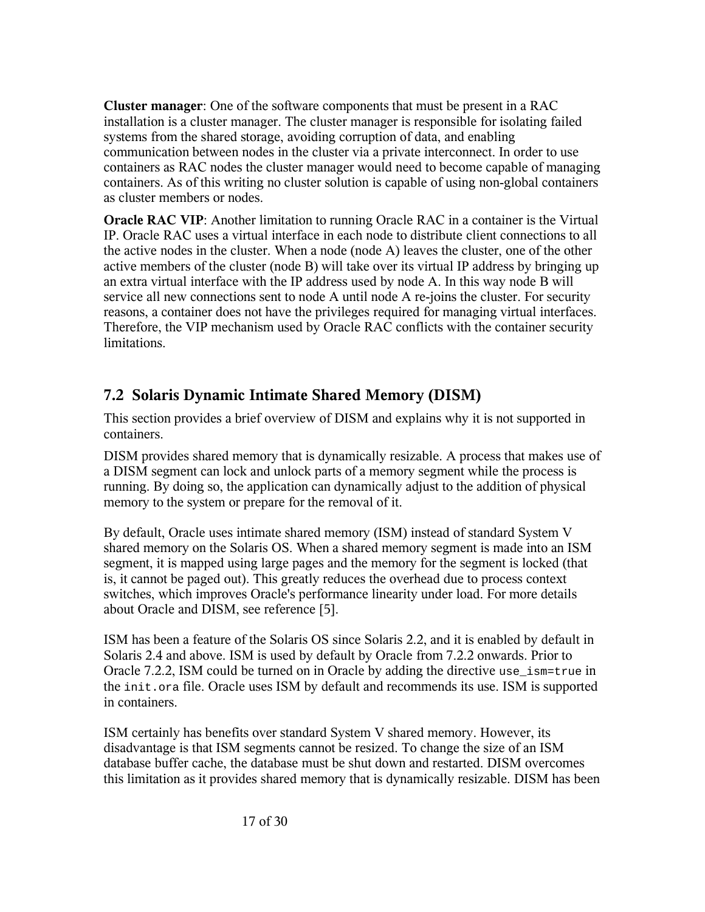**Cluster manager**: One of the software components that must be present in a RAC installation is a cluster manager. The cluster manager is responsible for isolating failed systems from the shared storage, avoiding corruption of data, and enabling communication between nodes in the cluster via a private interconnect. In order to use containers as RAC nodes the cluster manager would need to become capable of managing containers. As of this writing no cluster solution is capable of using non-global containers as cluster members or nodes.

**Oracle RAC VIP**: Another limitation to running Oracle RAC in a container is the Virtual IP. Oracle RAC uses a virtual interface in each node to distribute client connections to all the active nodes in the cluster. When a node (node A) leaves the cluster, one of the other active members of the cluster (node B) will take over its virtual IP address by bringing up an extra virtual interface with the IP address used by node A. In this way node B will service all new connections sent to node A until node A re-joins the cluster. For security reasons, a container does not have the privileges required for managing virtual interfaces. Therefore, the VIP mechanism used by Oracle RAC conflicts with the container security limitations.

## 7.2 Solaris Dynamic Intimate Shared Memory (DISM)

This section provides a brief overview of DISM and explains why it is not supported in containers.

DISM provides shared memory that is dynamically resizable. A process that makes use of a DISM segment can lock and unlock parts of a memory segment while the process is running. By doing so, the application can dynamically adjust to the addition of physical memory to the system or prepare for the removal of it.

By default, Oracle uses intimate shared memory (ISM) instead of standard System V shared memory on the Solaris OS. When a shared memory segment is made into an ISM segment, it is mapped using large pages and the memory for the segment is locked (that is, it cannot be paged out). This greatly reduces the overhead due to process context switches, which improves Oracle's performance linearity under load. For more details about Oracle and DISM, see reference [5].

ISM has been a feature of the Solaris OS since Solaris 2.2, and it is enabled by default in Solaris 2.4 and above. ISM is used by default by Oracle from 7.2.2 onwards. Prior to Oracle 7.2.2, ISM could be turned on in Oracle by adding the directive `use_ism=true` in the `init.ora` file. Oracle uses ISM by default and recommends its use. ISM is supported in containers.

ISM certainly has benefits over standard System V shared memory. However, its disadvantage is that ISM segments cannot be resized. To change the size of an ISM database buffer cache, the database must be shut down and restarted. DISM overcomes this limitation as it provides shared memory that is dynamically resizable. DISM has been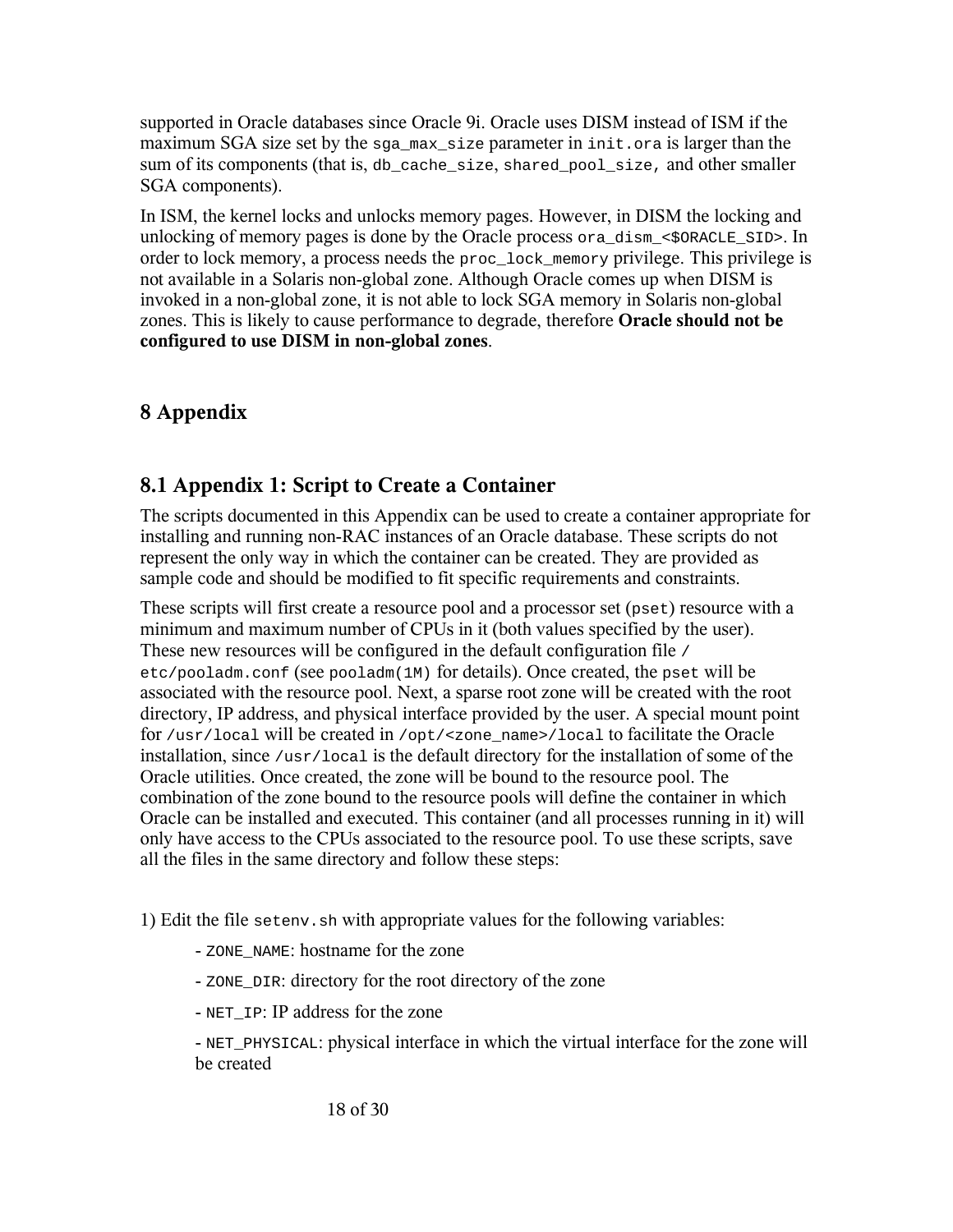supported in Oracle databases since Oracle 9i. Oracle uses DISM instead of ISM if the maximum SGA size set by the `sga_max_size` parameter in `init.ora` is larger than the sum of its components (that is, `db_cache_size`, `shared_pool_size,` and other smaller SGA components).

In ISM, the kernel locks and unlocks memory pages. However, in DISM the locking and unlocking of memory pages is done by the Oracle process `ora_dism_<$ORACLE_SID>`. In order to lock memory, a process needs the `proc_lock_memory` privilege. This privilege is not available in a Solaris non-global zone. Although Oracle comes up when DISM is invoked in a non-global zone, it is not able to lock SGA memory in Solaris non-global zones. This is likely to cause performance to degrade, therefore **Oracle should not be configured to use DISM in non-global zones**.

# 8 Appendix

## 8.1 Appendix 1: Script to Create a Container

The scripts documented in this Appendix can be used to create a container appropriate for installing and running non-RAC instances of an Oracle database. These scripts do not represent the only way in which the container can be created. They are provided as sample code and should be modified to fit specific requirements and constraints.

These scripts will first create a resource pool and a processor set (`pset`) resource with a minimum and maximum number of CPUs in it (both values specified by the user). These new resources will be configured in the default configuration file `/etc/pooladm.conf` (see `pooladm(1M)` for details). Once created, the `pset` will be associated with the resource pool. Next, a sparse root zone will be created with the root directory, IP address, and physical interface provided by the user. A special mount point for `/usr/local` will be created in `/opt/<zone_name>/local` to facilitate the Oracle installation, since `/usr/local` is the default directory for the installation of some of the Oracle utilities. Once created, the zone will be bound to the resource pool. The combination of the zone bound to the resource pools will define the container in which Oracle can be installed and executed. This container (and all processes running in it) will only have access to the CPUs associated to the resource pool. To use these scripts, save all the files in the same directory and follow these steps:

1) Edit the file `setenv.sh` with appropriate values for the following variables:

- `ZONE_NAME`: hostname for the zone
- `ZONE_DIR`: directory for the root directory of the zone
- `NET_IP`: IP address for the zone
- `NET_PHYSICAL`: physical interface in which the virtual interface for the zone will be created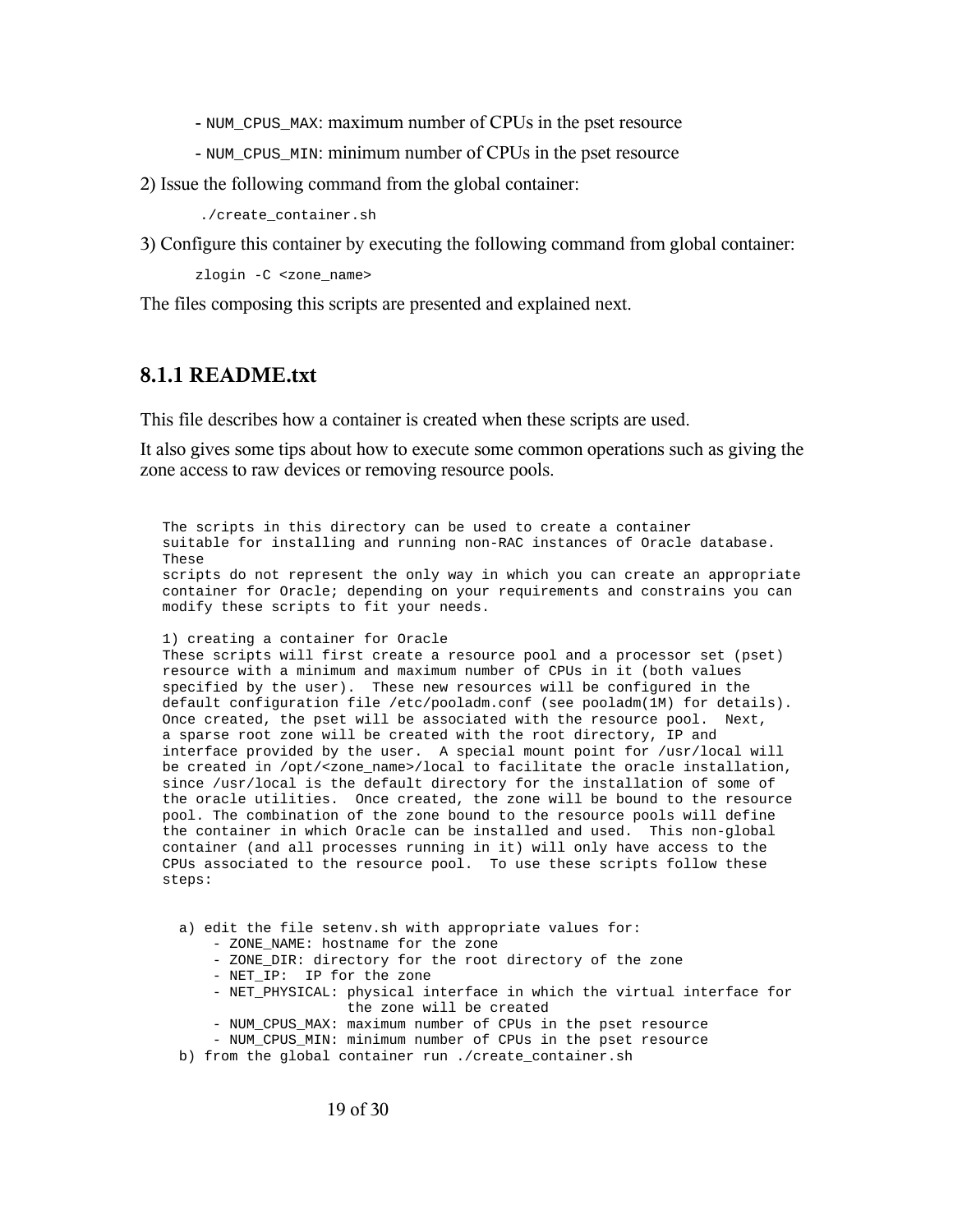- `NUM_CPUS_MAX`: maximum number of CPUs in the pset resource
- `NUM_CPUS_MIN`: minimum number of CPUs in the pset resource

2) Issue the following command from the global container:

```
./create_container.sh
```

3) Configure this container by executing the following command from global container:

```
zlogin -C <zone_name>
```

The files composing this scripts are presented and explained next.

### 8.1.1 README.txt

This file describes how a container is created when these scripts are used.

It also gives some tips about how to execute some common operations such as giving the zone access to raw devices or removing resource pools.

```
The scripts in this directory can be used to create a container
suitable for installing and running non-RAC instances of Oracle database.
These
scripts do not represent the only way in which you can create an appropriate
container for Oracle; depending on your requirements and constrains you can
modify these scripts to fit your needs.

1) creating a container for Oracle
These scripts will first create a resource pool and a processor set (pset)
resource with a minimum and maximum number of CPUs in it (both values
specified by the user).  These new resources will be configured in the
default configuration file /etc/pooladm.conf (see pooladm(1M) for details).
Once created, the pset will be associated with the resource pool.  Next,
a sparse root zone will be created with the root directory, IP and
interface provided by the user.  A special mount point for /usr/local will
be created in /opt/<zone_name>/local to facilitate the oracle installation,
since /usr/local is the default directory for the installation of some of
the oracle utilities.  Once created, the zone will be bound to the resource
pool. The combination of the zone bound to the resource pools will define
the container in which Oracle can be installed and used.  This non-global
container (and all processes running in it) will only have access to the
CPUs associated to the resource pool.  To use these scripts follow these
steps:


  a) edit the file setenv.sh with appropriate values for:
      - ZONE_NAME: hostname for the zone
      - ZONE_DIR: directory for the root directory of the zone
      - NET_IP:  IP for the zone
      - NET_PHYSICAL: physical interface in which the virtual interface for
                      the zone will be created
      - NUM_CPUS_MAX: maximum number of CPUs in the pset resource
      - NUM_CPUS_MIN: minimum number of CPUs in the pset resource
  b) from the global container run ./create_container.sh
```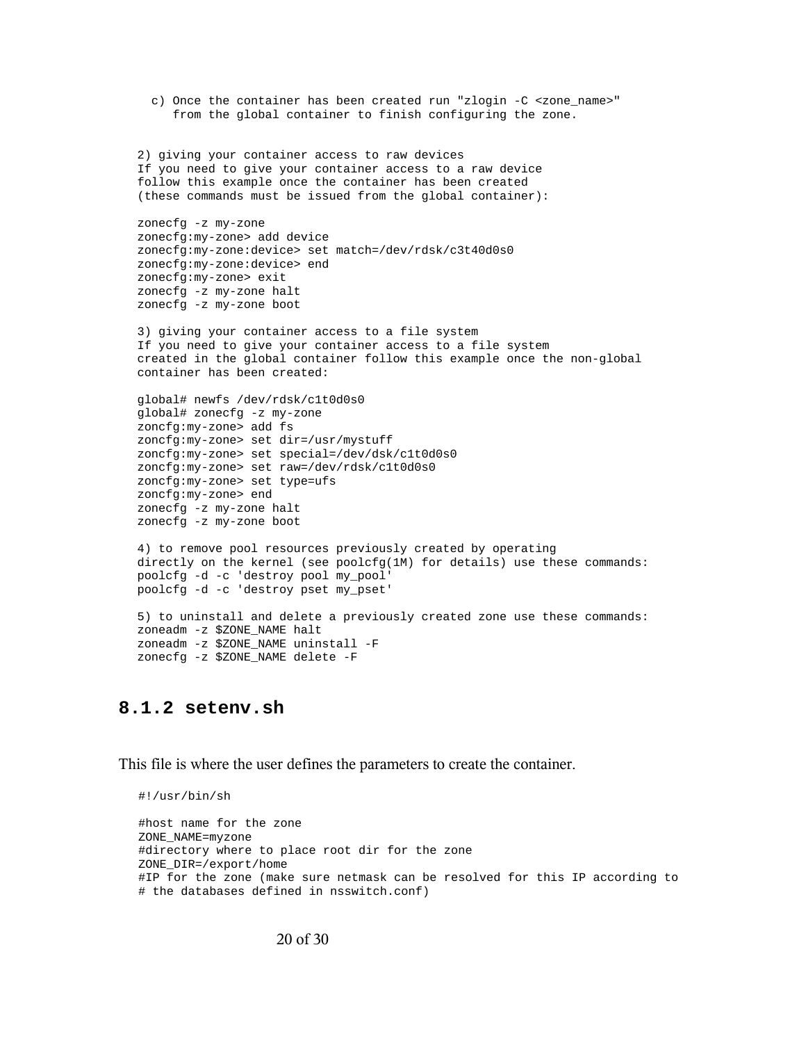```
  c) Once the container has been created run "zlogin -C <zone_name>"
     from the global container to finish configuring the zone.


2) giving your container access to raw devices
If you need to give your container access to a raw device
follow this example once the container has been created
(these commands must be issued from the global container):

zonecfg -z my-zone
zonecfg:my-zone> add device
zonecfg:my-zone:device> set match=/dev/rdsk/c3t40d0s0
zonecfg:my-zone:device> end
zonecfg:my-zone> exit
zonecfg -z my-zone halt
zonecfg -z my-zone boot

3) giving your container access to a file system
If you need to give your container access to a file system
created in the global container follow this example once the non-global
container has been created:

global# newfs /dev/rdsk/c1t0d0s0
global# zonecfg -z my-zone
zoncfg:my-zone> add fs
zoncfg:my-zone> set dir=/usr/mystuff
zoncfg:my-zone> set special=/dev/dsk/c1t0d0s0
zoncfg:my-zone> set raw=/dev/rdsk/c1t0d0s0
zoncfg:my-zone> set type=ufs
zoncfg:my-zone> end
zonecfg -z my-zone halt
zonecfg -z my-zone boot

4) to remove pool resources previously created by operating
directly on the kernel (see poolcfg(1M) for details) use these commands:
poolcfg -d -c 'destroy pool my_pool'
poolcfg -d -c 'destroy pset my_pset'

5) to uninstall and delete a previously created zone use these commands:
zoneadm -z $ZONE_NAME halt
zoneadm -z $ZONE_NAME uninstall -F
zonecfg -z $ZONE_NAME delete -F
```

### 8.1.2 setenv.sh

This file is where the user defines the parameters to create the container.

```
#!/usr/bin/sh

#host name for the zone
ZONE_NAME=myzone
#directory where to place root dir for the zone
ZONE_DIR=/export/home
#IP for the zone (make sure netmask can be resolved for this IP according to
# the databases defined in nsswitch.conf)
```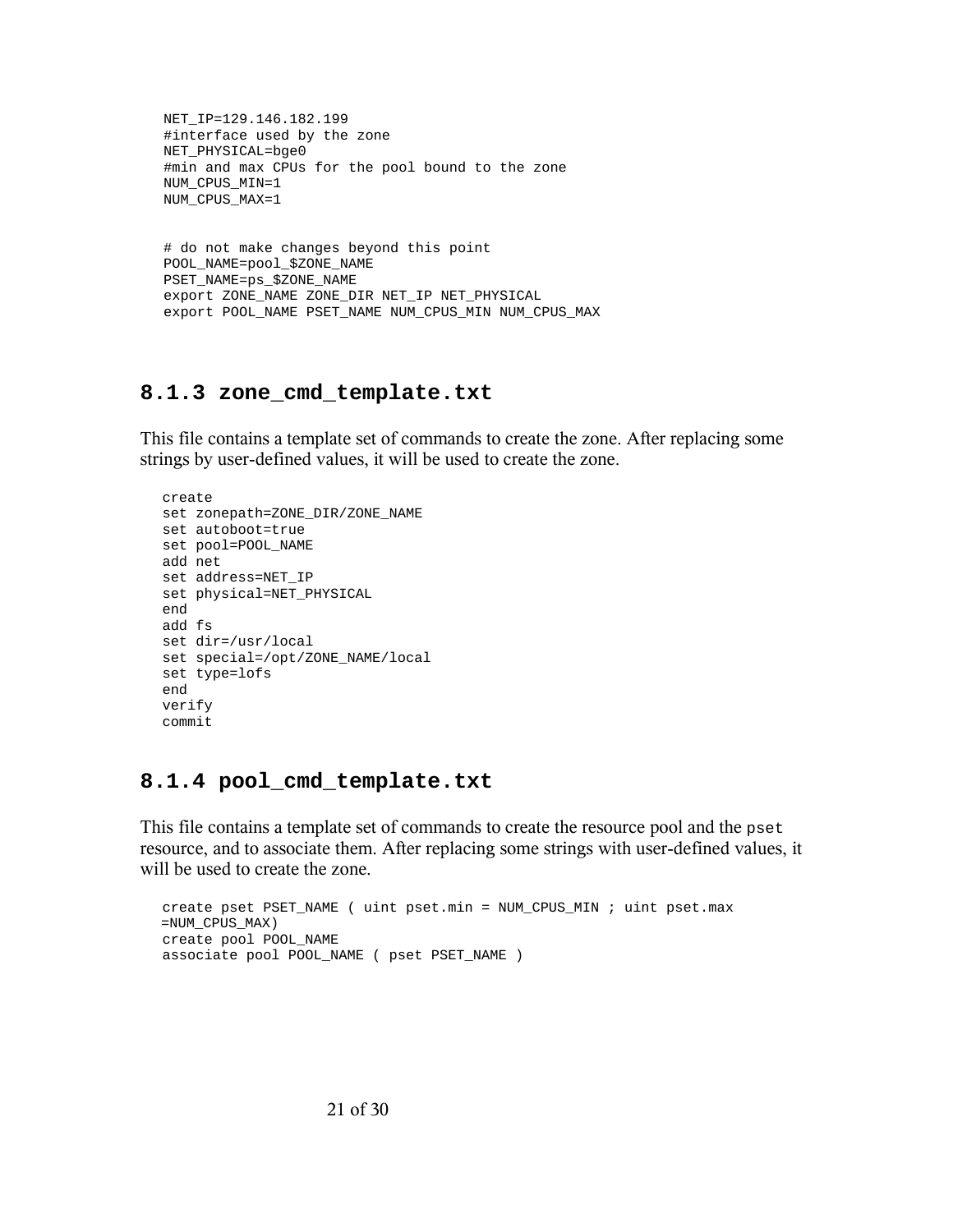```
NET_IP=129.146.182.199
#interface used by the zone
NET_PHYSICAL=bge0
#min and max CPUs for the pool bound to the zone
NUM_CPUS_MIN=1
NUM_CPUS_MAX=1


# do not make changes beyond this point
POOL_NAME=pool_$ZONE_NAME
PSET_NAME=ps_$ZONE_NAME
export ZONE_NAME ZONE_DIR NET_IP NET_PHYSICAL
export POOL_NAME PSET_NAME NUM_CPUS_MIN NUM_CPUS_MAX
```

### 8.1.3 zone_cmd_template.txt

This file contains a template set of commands to create the zone. After replacing some strings by user-defined values, it will be used to create the zone.

```
create
set zonepath=ZONE_DIR/ZONE_NAME
set autoboot=true
set pool=POOL_NAME
add net
set address=NET_IP
set physical=NET_PHYSICAL
end
add fs
set dir=/usr/local
set special=/opt/ZONE_NAME/local
set type=lofs
end
verify
commit
```

### 8.1.4 pool_cmd_template.txt

This file contains a template set of commands to create the resource pool and the `pset` resource, and to associate them. After replacing some strings with user-defined values, it will be used to create the zone.

```
create pset PSET_NAME ( uint pset.min = NUM_CPUS_MIN ; uint pset.max
=NUM_CPUS_MAX)
create pool POOL_NAME
associate pool POOL_NAME ( pset PSET_NAME )
```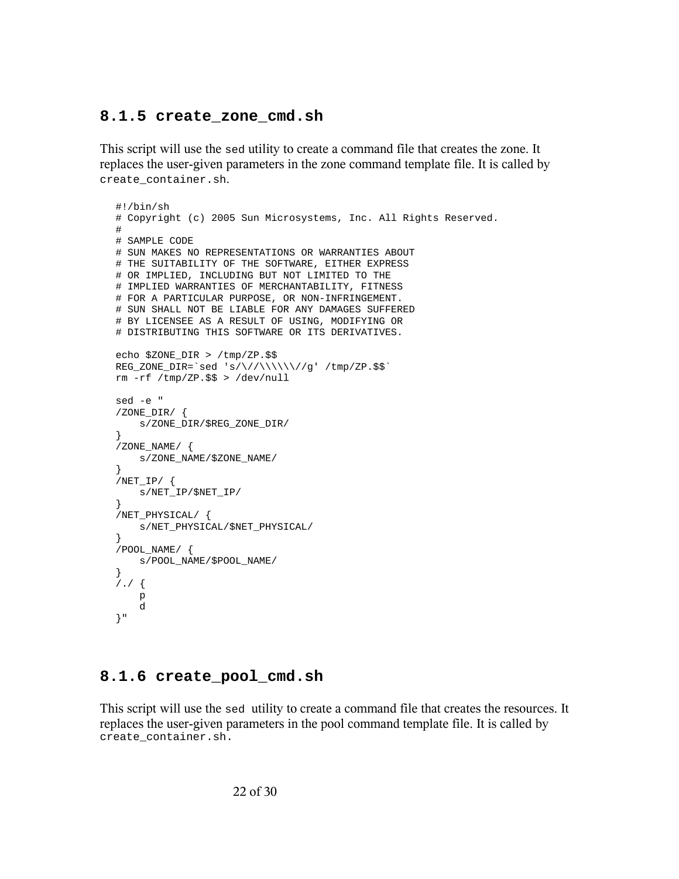### 8.1.5 create_zone_cmd.sh

This script will use the `sed` utility to create a command file that creates the zone. It replaces the user-given parameters in the zone command template file. It is called by `create_container.sh`.

```
#!/bin/sh
# Copyright (c) 2005 Sun Microsystems, Inc. All Rights Reserved.
#
# SAMPLE CODE
# SUN MAKES NO REPRESENTATIONS OR WARRANTIES ABOUT
# THE SUITABILITY OF THE SOFTWARE, EITHER EXPRESS
# OR IMPLIED, INCLUDING BUT NOT LIMITED TO THE
# IMPLIED WARRANTIES OF MERCHANTABILITY, FITNESS
# FOR A PARTICULAR PURPOSE, OR NON-INFRINGEMENT.
# SUN SHALL NOT BE LIABLE FOR ANY DAMAGES SUFFERED
# BY LICENSEE AS A RESULT OF USING, MODIFYING OR
# DISTRIBUTING THIS SOFTWARE OR ITS DERIVATIVES.

echo $ZONE_DIR > /tmp/ZP.$$
REG_ZONE_DIR=`sed 's/\//\\\\\\//g' /tmp/ZP.$$`
rm -rf /tmp/ZP.$$ > /dev/null

sed -e "
/ZONE_DIR/ {
    s/ZONE_DIR/$REG_ZONE_DIR/
}
/ZONE_NAME/ {
    s/ZONE_NAME/$ZONE_NAME/
}
/NET_IP/ {
    s/NET_IP/$NET_IP/
}
/NET_PHYSICAL/ {
    s/NET_PHYSICAL/$NET_PHYSICAL/
}
/POOL_NAME/ {
    s/POOL_NAME/$POOL_NAME/
}
/./ {
    p
    d
}"
```

### 8.1.6 create_pool_cmd.sh

This script will use the `sed` utility to create a command file that creates the resources. It replaces the user-given parameters in the pool command template file. It is called by `create_container.sh`.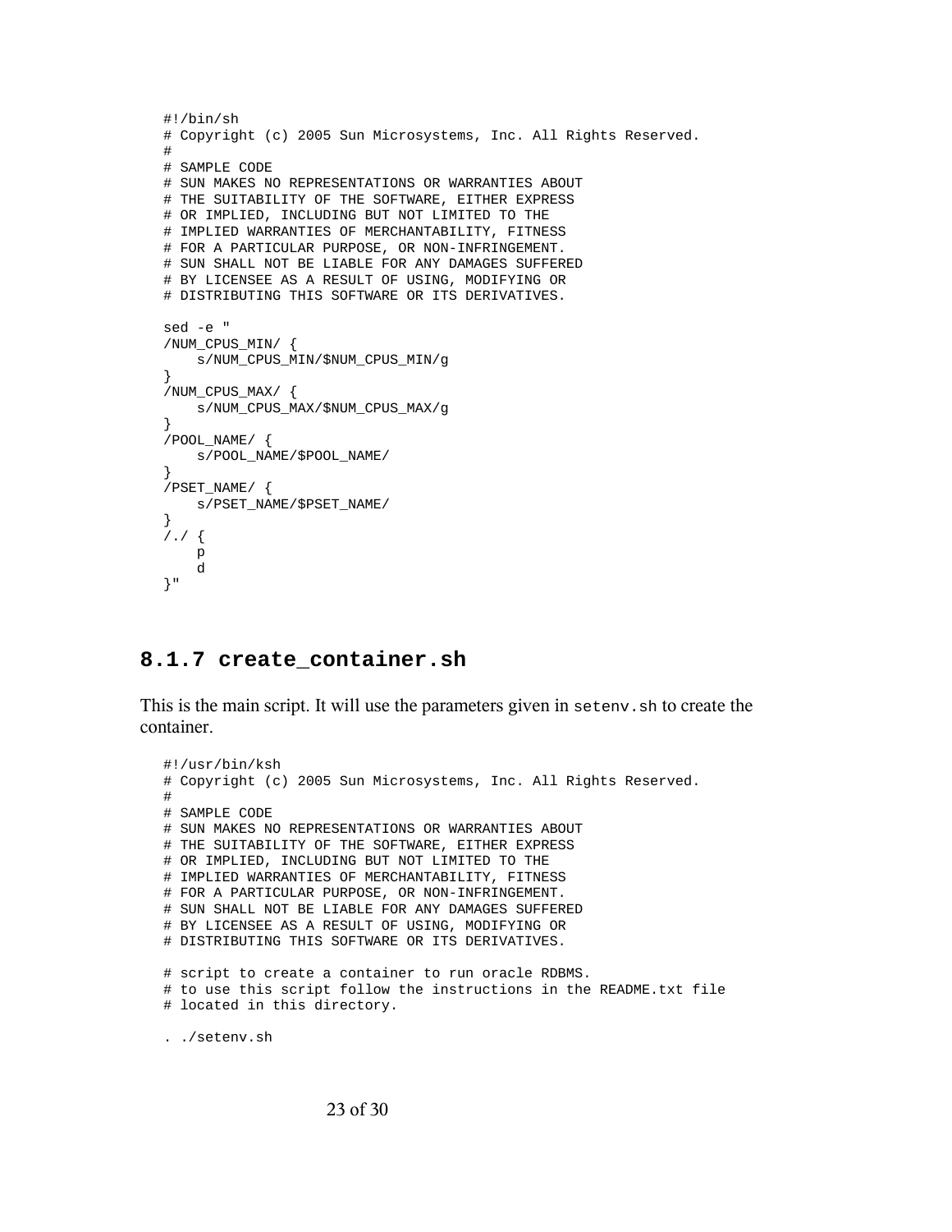```
#!/bin/sh
# Copyright (c) 2005 Sun Microsystems, Inc. All Rights Reserved.
#
# SAMPLE CODE
# SUN MAKES NO REPRESENTATIONS OR WARRANTIES ABOUT
# THE SUITABILITY OF THE SOFTWARE, EITHER EXPRESS
# OR IMPLIED, INCLUDING BUT NOT LIMITED TO THE
# IMPLIED WARRANTIES OF MERCHANTABILITY, FITNESS
# FOR A PARTICULAR PURPOSE, OR NON-INFRINGEMENT.
# SUN SHALL NOT BE LIABLE FOR ANY DAMAGES SUFFERED
# BY LICENSEE AS A RESULT OF USING, MODIFYING OR
# DISTRIBUTING THIS SOFTWARE OR ITS DERIVATIVES.

sed -e "
/NUM_CPUS_MIN/ {
    s/NUM_CPUS_MIN/$NUM_CPUS_MIN/g
}
/NUM_CPUS_MAX/ {
    s/NUM_CPUS_MAX/$NUM_CPUS_MAX/g
}
/POOL_NAME/ {
    s/POOL_NAME/$POOL_NAME/
}
/PSET_NAME/ {
    s/PSET_NAME/$PSET_NAME/
}
/./ {
    p
    d
}"
```

### 8.1.7 create_container.sh

This is the main script. It will use the parameters given in `setenv.sh` to create the container.

```
#!/usr/bin/ksh
# Copyright (c) 2005 Sun Microsystems, Inc. All Rights Reserved.
#
# SAMPLE CODE
# SUN MAKES NO REPRESENTATIONS OR WARRANTIES ABOUT
# THE SUITABILITY OF THE SOFTWARE, EITHER EXPRESS
# OR IMPLIED, INCLUDING BUT NOT LIMITED TO THE
# IMPLIED WARRANTIES OF MERCHANTABILITY, FITNESS
# FOR A PARTICULAR PURPOSE, OR NON-INFRINGEMENT.
# SUN SHALL NOT BE LIABLE FOR ANY DAMAGES SUFFERED
# BY LICENSEE AS A RESULT OF USING, MODIFYING OR
# DISTRIBUTING THIS SOFTWARE OR ITS DERIVATIVES.

# script to create a container to run oracle RDBMS.
# to use this script follow the instructions in the README.txt file
# located in this directory.

. ./setenv.sh
```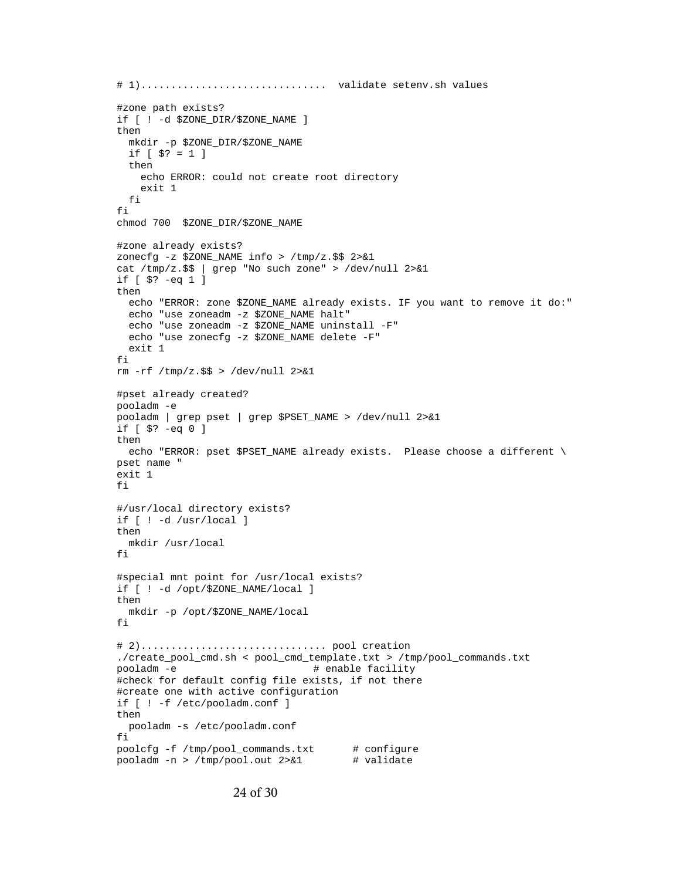```
# 1).............................. validate setenv.sh values

#zone path exists?
if [ ! -d $ZONE_DIR/$ZONE_NAME ]
then
  mkdir -p $ZONE_DIR/$ZONE_NAME
  if [ $? = 1 ]
  then
    echo ERROR: could not create root directory
    exit 1
  fi
fi
chmod 700  $ZONE_DIR/$ZONE_NAME

#zone already exists?
zonecfg -z $ZONE_NAME info > /tmp/z.$$ 2>&1
cat /tmp/z.$$ | grep "No such zone" > /dev/null 2>&1
if [ $? -eq 1 ]
then
  echo "ERROR: zone $ZONE_NAME already exists. IF you want to remove it do:"
  echo "use zoneadm -z $ZONE_NAME halt"
  echo "use zoneadm -z $ZONE_NAME uninstall -F"
  echo "use zonecfg -z $ZONE_NAME delete -F"
  exit 1
fi
rm -rf /tmp/z.$$ > /dev/null 2>&1

#pset already created?
pooladm -e
pooladm | grep pset | grep $PSET_NAME > /dev/null 2>&1
if [ $? -eq 0 ]
then
  echo "ERROR: pset $PSET_NAME already exists.  Please choose a different \
pset name "
exit 1
fi

#/usr/local directory exists?
if [ ! -d /usr/local ]
then
  mkdir /usr/local
fi

#special mnt point for /usr/local exists?
if [ ! -d /opt/$ZONE_NAME/local ]
then
  mkdir -p /opt/$ZONE_NAME/local
fi

# 2).............................. pool creation
./create_pool_cmd.sh < pool_cmd_template.txt > /tmp/pool_commands.txt
pooladm -e                      # enable facility
#check for default config file exists, if not there
#create one with active configuration
if [ ! -f /etc/pooladm.conf ]
then
  pooladm -s /etc/pooladm.conf
fi
poolcfg -f /tmp/pool_commands.txt      # configure
pooladm -n > /tmp/pool.out 2>&1        # validate
```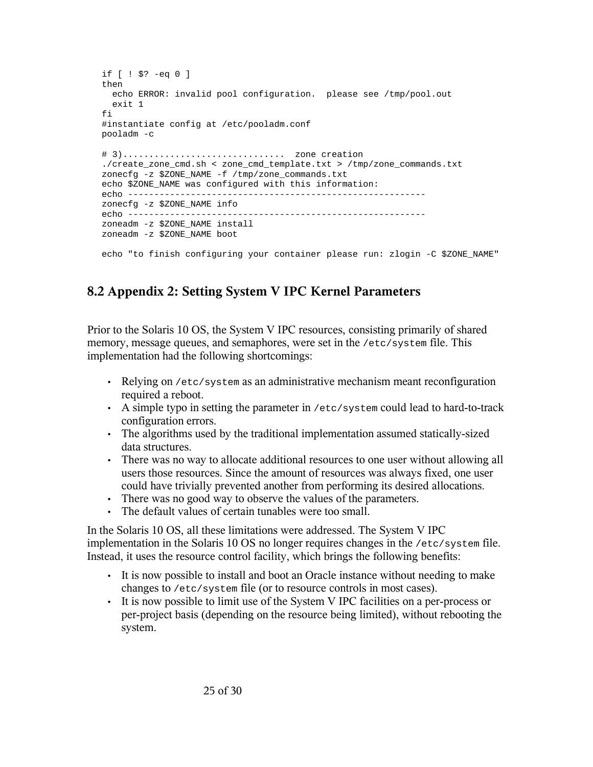```
if [ ! $? -eq 0 ]
then
  echo ERROR: invalid pool configuration.  please see /tmp/pool.out
  exit 1
fi
#instantiate config at /etc/pooladm.conf
pooladm -c

# 3)..............................  zone creation
./create_zone_cmd.sh < zone_cmd_template.txt > /tmp/zone_commands.txt
zonecfg -z $ZONE_NAME -f /tmp/zone_commands.txt
echo $ZONE_NAME was configured with this information:
echo ---------------------------------------------------------
zonecfg -z $ZONE_NAME info
echo ---------------------------------------------------------
zoneadm -z $ZONE_NAME install
zoneadm -z $ZONE_NAME boot

echo "to finish configuring your container please run: zlogin -C $ZONE_NAME"
```

## 8.2 Appendix 2: Setting System V IPC Kernel Parameters

Prior to the Solaris 10 OS, the System V IPC resources, consisting primarily of shared memory, message queues, and semaphores, were set in the `/etc/system` file. This implementation had the following shortcomings:

- Relying on `/etc/system` as an administrative mechanism meant reconfiguration required a reboot.
- A simple typo in setting the parameter in `/etc/system` could lead to hard-to-track configuration errors.
- The algorithms used by the traditional implementation assumed statically-sized data structures.
- There was no way to allocate additional resources to one user without allowing all users those resources. Since the amount of resources was always fixed, one user could have trivially prevented another from performing its desired allocations.
- There was no good way to observe the values of the parameters.
- The default values of certain tunables were too small.

In the Solaris 10 OS, all these limitations were addressed. The System V IPC implementation in the Solaris 10 OS no longer requires changes in the `/etc/system` file. Instead, it uses the resource control facility, which brings the following benefits:

- It is now possible to install and boot an Oracle instance without needing to make changes to `/etc/system` file (or to resource controls in most cases).
- It is now possible to limit use of the System V IPC facilities on a per-process or per-project basis (depending on the resource being limited), without rebooting the system.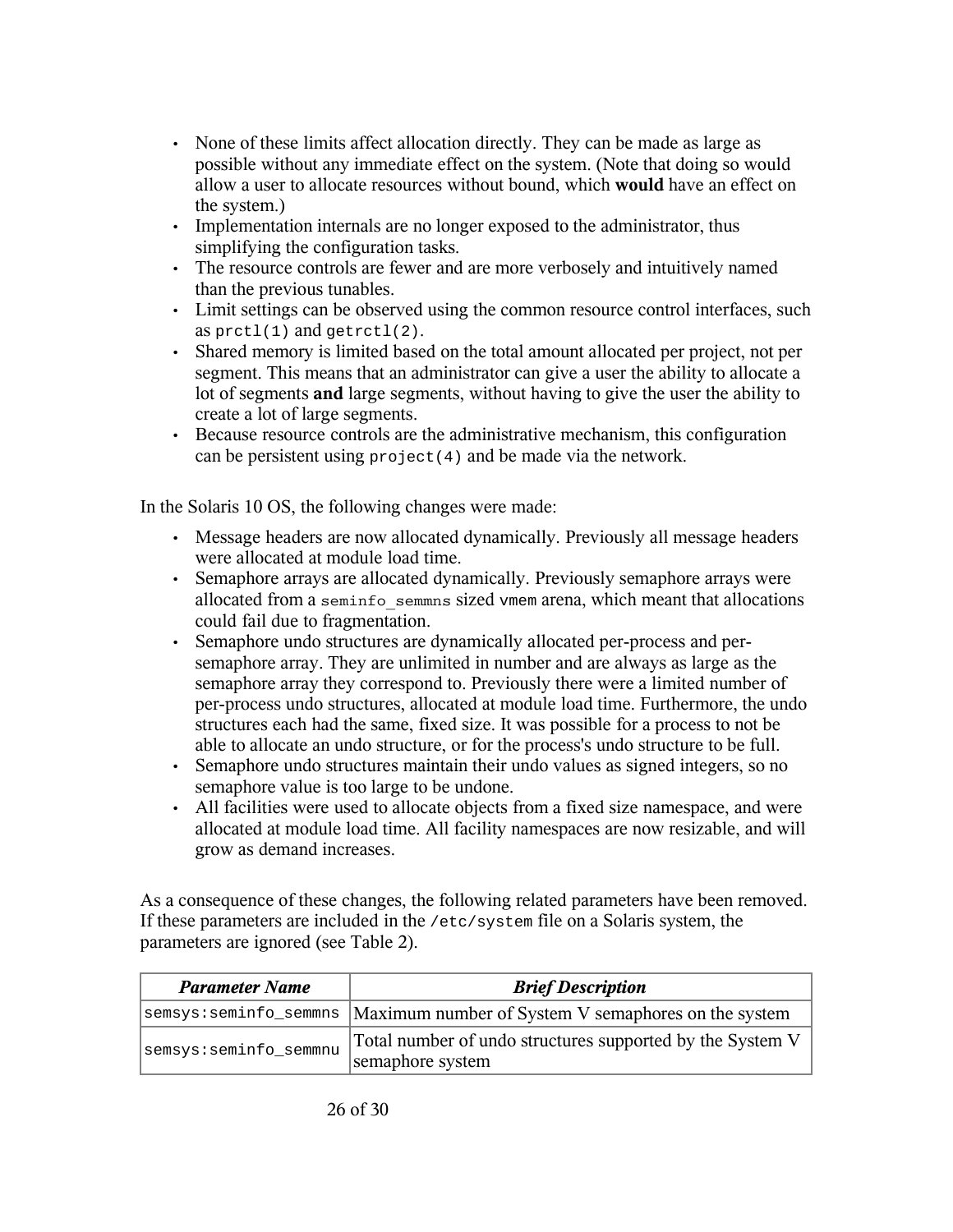- None of these limits affect allocation directly. They can be made as large as possible without any immediate effect on the system. (Note that doing so would allow a user to allocate resources without bound, which **would** have an effect on the system.)
- Implementation internals are no longer exposed to the administrator, thus simplifying the configuration tasks.
- The resource controls are fewer and are more verbosely and intuitively named than the previous tunables.
- Limit settings can be observed using the common resource control interfaces, such as `prctl(1)` and `getrctl(2)`.
- Shared memory is limited based on the total amount allocated per project, not per segment. This means that an administrator can give a user the ability to allocate a lot of segments **and** large segments, without having to give the user the ability to create a lot of large segments.
- Because resource controls are the administrative mechanism, this configuration can be persistent using `project(4)` and be made via the network.

In the Solaris 10 OS, the following changes were made:

- Message headers are now allocated dynamically. Previously all message headers were allocated at module load time.
- Semaphore arrays are allocated dynamically. Previously semaphore arrays were allocated from a `seminfo_semmns` sized `vmem` arena, which meant that allocations could fail due to fragmentation.
- Semaphore undo structures are dynamically allocated per-process and per-semaphore array. They are unlimited in number and are always as large as the semaphore array they correspond to. Previously there were a limited number of per-process undo structures, allocated at module load time. Furthermore, the undo structures each had the same, fixed size. It was possible for a process to not be able to allocate an undo structure, or for the process's undo structure to be full.
- Semaphore undo structures maintain their undo values as signed integers, so no semaphore value is too large to be undone.
- All facilities were used to allocate objects from a fixed size namespace, and were allocated at module load time. All facility namespaces are now resizable, and will grow as demand increases.

As a consequence of these changes, the following related parameters have been removed. If these parameters are included in the `/etc/system` file on a Solaris system, the parameters are ignored (see Table 2).

| ***Parameter Name*** | ***Brief Description*** |
|---|---|
| `semsys:seminfo_semmns` | Maximum number of System V semaphores on the system |
| `semsys:seminfo_semmnu` | Total number of undo structures supported by the System V semaphore system |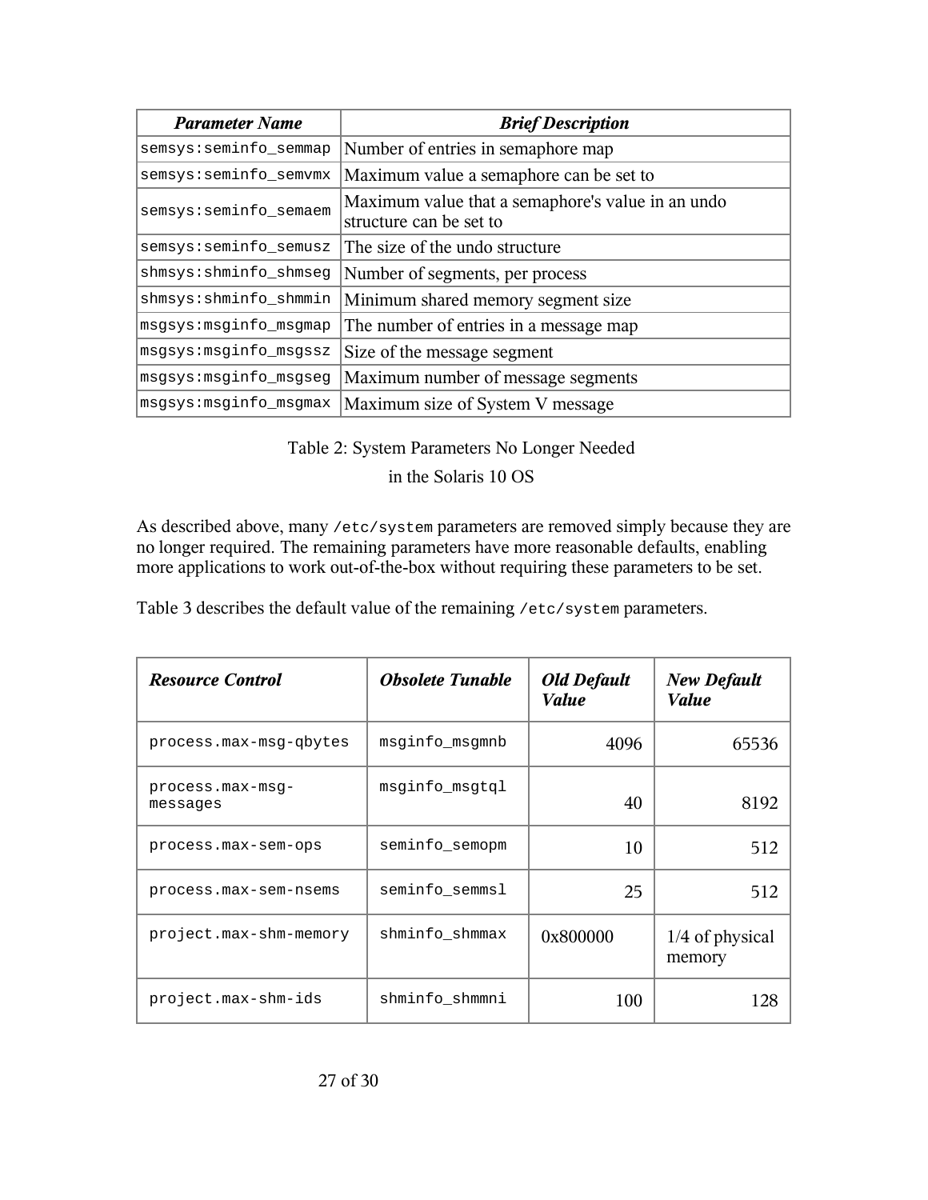| ***Parameter Name*** | ***Brief Description*** |
|---|---|
| `semsys:seminfo_semmap` | Number of entries in semaphore map |
| `semsys:seminfo_semvmx` | Maximum value a semaphore can be set to |
| `semsys:seminfo_semaem` | Maximum value that a semaphore's value in an undo structure can be set to |
| `semsys:seminfo_semusz` | The size of the undo structure |
| `shmsys:shminfo_shmseg` | Number of segments, per process |
| `shmsys:shminfo_shmmin` | Minimum shared memory segment size |
| `msgsys:msginfo_msgmap` | The number of entries in a message map |
| `msgsys:msginfo_msgssz` | Size of the message segment |
| `msgsys:msginfo_msgseg` | Maximum number of message segments |
| `msgsys:msginfo_msgmax` | Maximum size of System V message |

Table 2: System Parameters No Longer Needed in the Solaris 10 OS

As described above, many `/etc/system` parameters are removed simply because they are no longer required. The remaining parameters have more reasonable defaults, enabling more applications to work out-of-the-box without requiring these parameters to be set.

Table 3 describes the default value of the remaining `/etc/system` parameters.

| ***Resource Control*** | ***Obsolete Tunable*** | ***Old Default Value*** | ***New Default Value*** |
|---|---|---|---|
| `process.max-msg-qbytes` | `msginfo_msgmnb` | 4096 | 65536 |
| `process.max-msg-messages` | `msginfo_msgtql` | 40 | 8192 |
| `process.max-sem-ops` | `seminfo_semopm` | 10 | 512 |
| `process.max-sem-nsems` | `seminfo_semmsl` | 25 | 512 |
| `project.max-shm-memory` | `shminfo_shmmax` | 0x800000 | 1/4 of physical memory |
| `project.max-shm-ids` | `shminfo_shmmni` | 100 | 128 |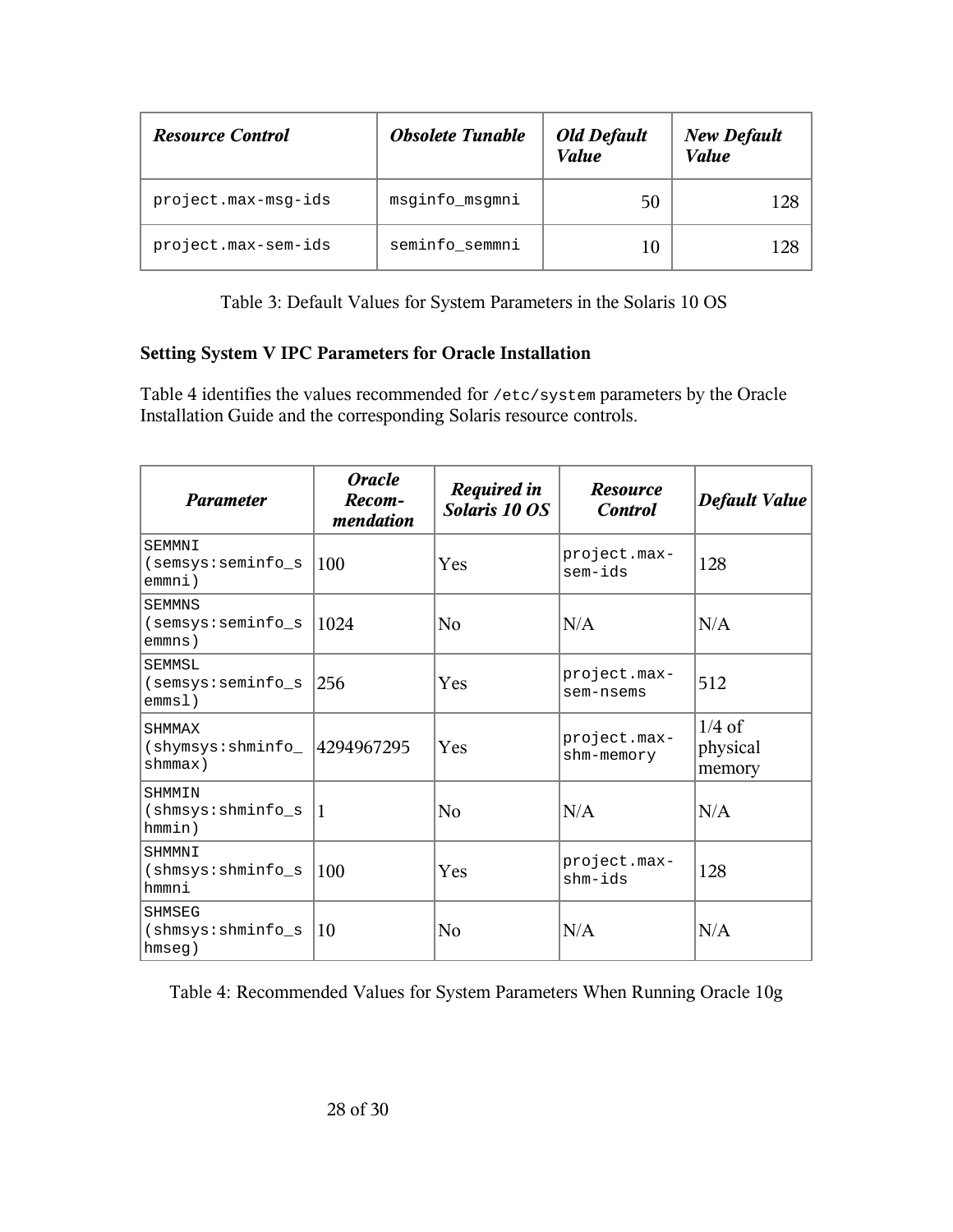| *Resource Control* | *Obsolete Tunable* | *Old Default Value* | *New Default Value* |
|---|---|---|---|
| `project.max-msg-ids` | `msginfo_msgmni` | 50 | 128 |
| `project.max-sem-ids` | `seminfo_semmni` | 10 | 128 |

Table 3: Default Values for System Parameters in the Solaris 10 OS

**Setting System V IPC Parameters for Oracle Installation**

Table 4 identifies the values recommended for `/etc/system` parameters by the Oracle Installation Guide and the corresponding Solaris resource controls.

| *Parameter* | *Oracle Recom-mendation* | *Required in Solaris 10 OS* | *Resource Control* | *Default Value* |
|---|---|---|---|---|
| `SEMMNI (semsys:seminfo_semmni)` | 100 | Yes | `project.max-sem-ids` | 128 |
| `SEMMNS (semsys:seminfo_semmns)` | 1024 | No | N/A | N/A |
| `SEMMSL (semsys:seminfo_semmsl)` | 256 | Yes | `project.max-sem-nsems` | 512 |
| `SHMMAX (shymsys:shminfo_shmmax)` | 4294967295 | Yes | `project.max-shm-memory` | 1/4 of physical memory |
| `SHMMIN (shmsys:shminfo_shmmin)` | 1 | No | N/A | N/A |
| `SHMMNI (shmsys:shminfo_shmmni` | 100 | Yes | `project.max-shm-ids` | 128 |
| `SHMSEG (shmsys:shminfo_shmseg)` | 10 | No | N/A | N/A |

Table 4: Recommended Values for System Parameters When Running Oracle 10g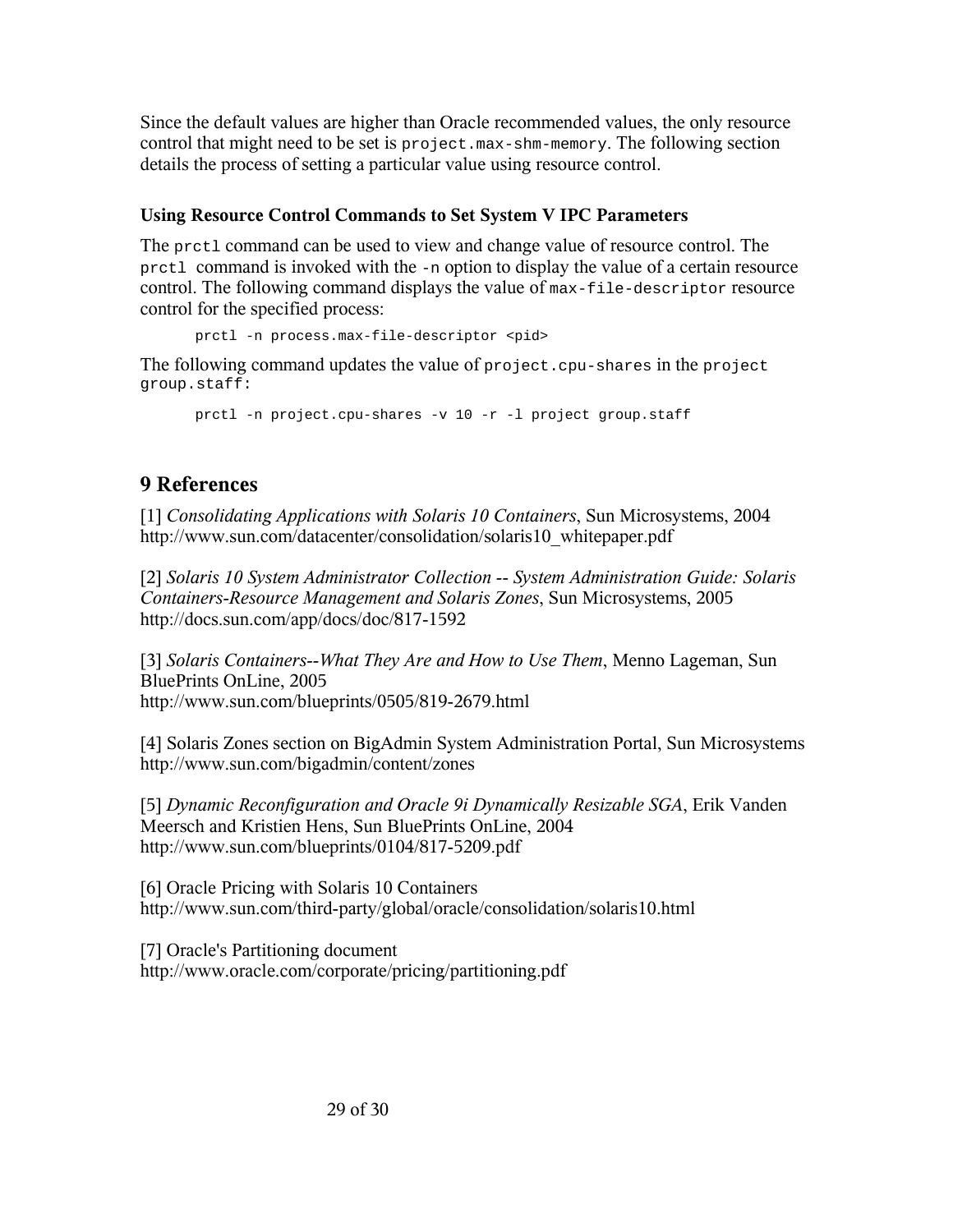Since the default values are higher than Oracle recommended values, the only resource control that might need to be set is `project.max-shm-memory`. The following section details the process of setting a particular value using resource control.

### Using Resource Control Commands to Set System V IPC Parameters

The `prctl` command can be used to view and change value of resource control. The `prctl` command is invoked with the `-n` option to display the value of a certain resource control. The following command displays the value of `max-file-descriptor` resource control for the specified process:

```
prctl -n process.max-file-descriptor <pid>
```

The following command updates the value of `project.cpu-shares` in the `project group.staff`:

```
prctl -n project.cpu-shares -v 10 -r -l project group.staff
```

## 9 References

[1] *Consolidating Applications with Solaris 10 Containers*, Sun Microsystems, 2004
http://www.sun.com/datacenter/consolidation/solaris10_whitepaper.pdf

[2] *Solaris 10 System Administrator Collection -- System Administration Guide: Solaris Containers-Resource Management and Solaris Zones*, Sun Microsystems, 2005
http://docs.sun.com/app/docs/doc/817-1592

[3] *Solaris Containers--What They Are and How to Use Them*, Menno Lageman, Sun BluePrints OnLine, 2005
http://www.sun.com/blueprints/0505/819-2679.html

[4] Solaris Zones section on BigAdmin System Administration Portal, Sun Microsystems
http://www.sun.com/bigadmin/content/zones

[5] *Dynamic Reconfiguration and Oracle 9i Dynamically Resizable SGA*, Erik Vanden Meersch and Kristien Hens, Sun BluePrints OnLine, 2004
http://www.sun.com/blueprints/0104/817-5209.pdf

[6] Oracle Pricing with Solaris 10 Containers
http://www.sun.com/third-party/global/oracle/consolidation/solaris10.html

[7] Oracle's Partitioning document
http://www.oracle.com/corporate/pricing/partitioning.pdf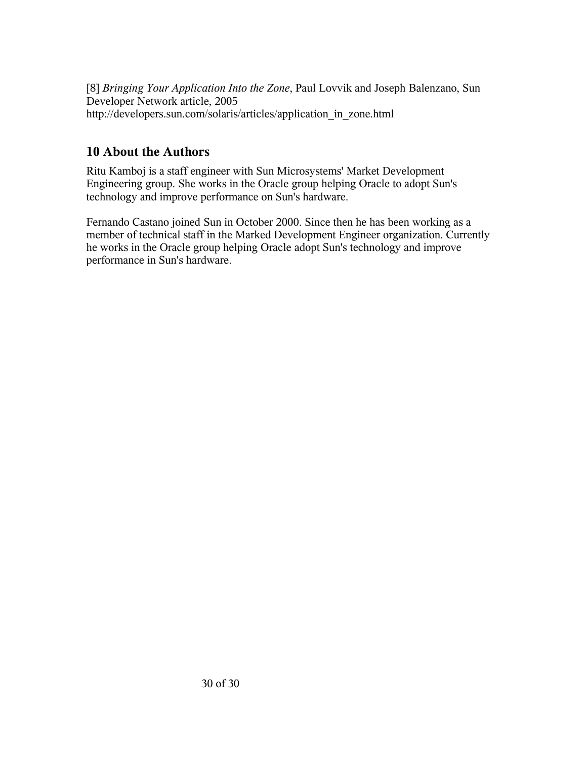[8] *Bringing Your Application Into the Zone*, Paul Lovvik and Joseph Balenzano, Sun Developer Network article, 2005
http://developers.sun.com/solaris/articles/application_in_zone.html

## 10 About the Authors

Ritu Kamboj is a staff engineer with Sun Microsystems' Market Development Engineering group. She works in the Oracle group helping Oracle to adopt Sun's technology and improve performance on Sun's hardware.

Fernando Castano joined Sun in October 2000. Since then he has been working as a member of technical staff in the Marked Development Engineer organization. Currently he works in the Oracle group helping Oracle adopt Sun's technology and improve performance in Sun's hardware.